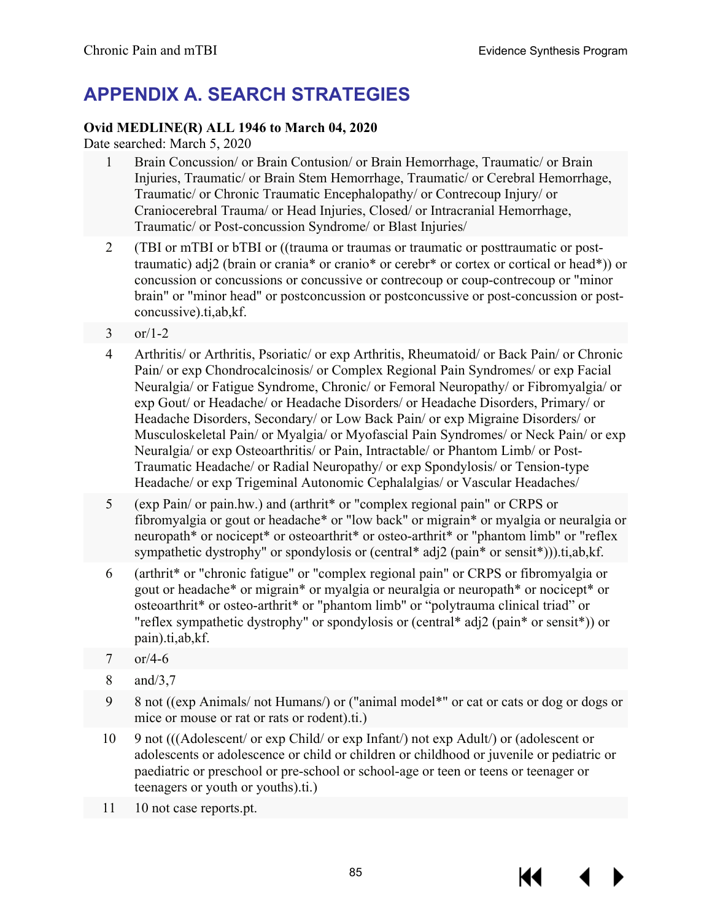# APPENDIX A. SEARCH STRATEGIES

**Ovid MEDLINE(R) ALL 1946 to March 04, 2020**

Date searched: March 5, 2020

| | |
|---|---|
| 1 | Brain Concussion/ or Brain Contusion/ or Brain Hemorrhage, Traumatic/ or Brain Injuries, Traumatic/ or Brain Stem Hemorrhage, Traumatic/ or Cerebral Hemorrhage, Traumatic/ or Chronic Traumatic Encephalopathy/ or Contrecoup Injury/ or Craniocerebral Trauma/ or Head Injuries, Closed/ or Intracranial Hemorrhage, Traumatic/ or Post-concussion Syndrome/ or Blast Injuries/ |
| 2 | (TBI or mTBI or bTBI or ((trauma or traumas or traumatic or posttraumatic or post-traumatic) adj2 (brain or crania* or cranio* or cerebr* or cortex or cortical or head*)) or concussion or concussions or concussive or contrecoup or coup-contrecoup or "minor brain" or "minor head" or postconcussion or postconcussive or post-concussion or post-concussive).ti,ab,kf. |
| 3 | or/1-2 |
| 4 | Arthritis/ or Arthritis, Psoriatic/ or exp Arthritis, Rheumatoid/ or Back Pain/ or Chronic Pain/ or exp Chondrocalcinosis/ or Complex Regional Pain Syndromes/ or exp Facial Neuralgia/ or Fatigue Syndrome, Chronic/ or Femoral Neuropathy/ or Fibromyalgia/ or exp Gout/ or Headache/ or Headache Disorders/ or Headache Disorders, Primary/ or Headache Disorders, Secondary/ or Low Back Pain/ or exp Migraine Disorders/ or Musculoskeletal Pain/ or Myalgia/ or Myofascial Pain Syndromes/ or Neck Pain/ or exp Neuralgia/ or exp Osteoarthritis/ or Pain, Intractable/ or Phantom Limb/ or Post-Traumatic Headache/ or Radial Neuropathy/ or exp Spondylosis/ or Tension-type Headache/ or exp Trigeminal Autonomic Cephalalgias/ or Vascular Headaches/ |
| 5 | (exp Pain/ or pain.hw.) and (arthrit* or "complex regional pain" or CRPS or fibromyalgia or gout or headache* or "low back" or migrain* or myalgia or neuralgia or neuropath* or nocicept* or osteoarthrit* or osteo-arthrit* or "phantom limb" or "reflex sympathetic dystrophy" or spondylosis or (central* adj2 (pain* or sensit*))).ti,ab,kf. |
| 6 | (arthrit* or "chronic fatigue" or "complex regional pain" or CRPS or fibromyalgia or gout or headache* or migrain* or myalgia or neuralgia or neuropath* or nocicept* or osteoarthrit* or osteo-arthrit* or "phantom limb" or "polytrauma clinical triad" or "reflex sympathetic dystrophy" or spondylosis or (central* adj2 (pain* or sensit*)) or pain).ti,ab,kf. |
| 7 | or/4-6 |
| 8 | and/3,7 |
| 9 | 8 not ((exp Animals/ not Humans/) or ("animal model*" or cat or cats or dog or dogs or mice or mouse or rat or rats or rodent).ti.) |
| 10 | 9 not (((Adolescent/ or exp Child/ or exp Infant/) not exp Adult/) or (adolescent or adolescents or adolescence or child or children or childhood or juvenile or pediatric or paediatric or preschool or pre-school or school-age or teen or teens or teenager or teenagers or youth or youths).ti.) |
| 11 | 10 not case reports.pt. |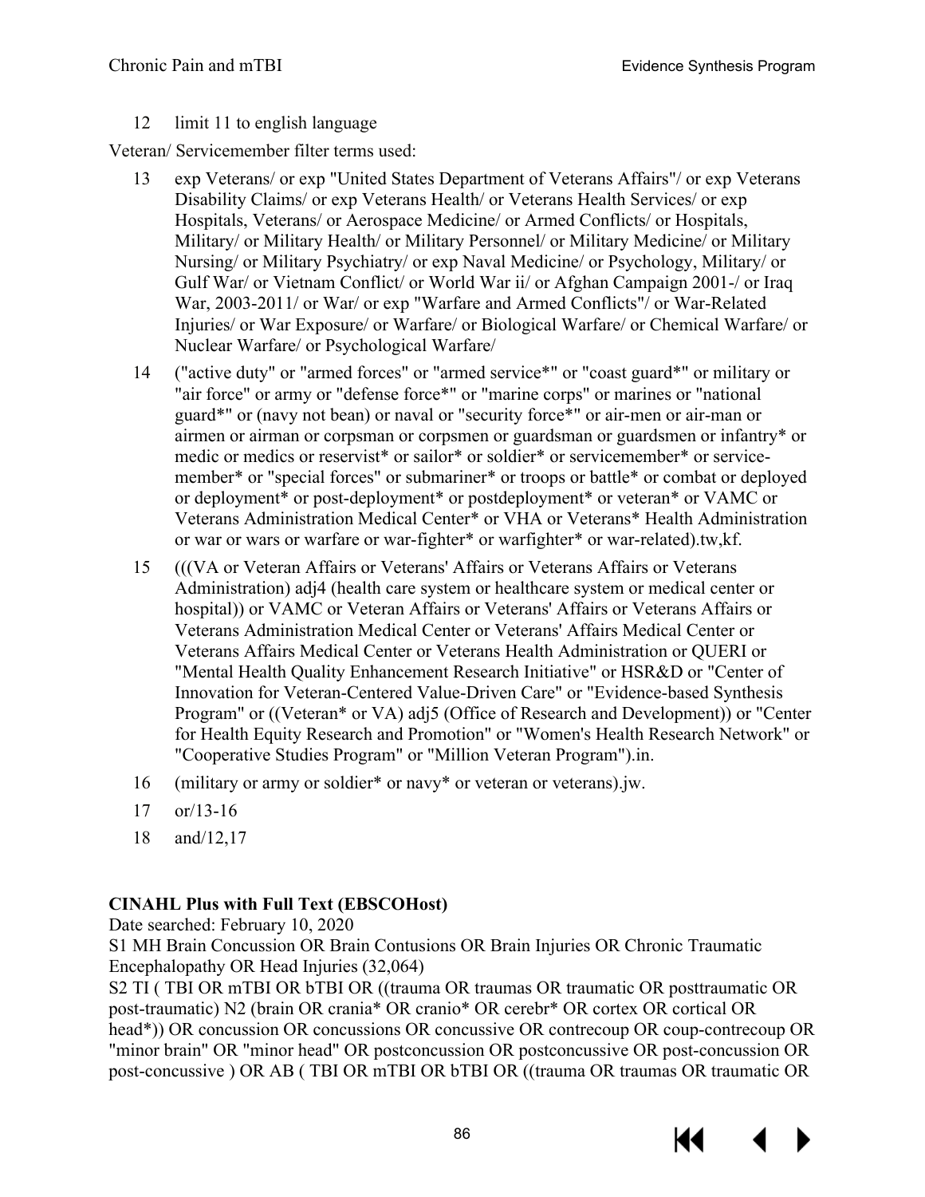12 limit 11 to english language

Veteran/ Servicemember filter terms used:

13 exp Veterans/ or exp "United States Department of Veterans Affairs"/ or exp Veterans Disability Claims/ or exp Veterans Health/ or Veterans Health Services/ or exp Hospitals, Veterans/ or Aerospace Medicine/ or Armed Conflicts/ or Hospitals, Military/ or Military Health/ or Military Personnel/ or Military Medicine/ or Military Nursing/ or Military Psychiatry/ or exp Naval Medicine/ or Psychology, Military/ or Gulf War/ or Vietnam Conflict/ or World War ii/ or Afghan Campaign 2001-/ or Iraq War, 2003-2011/ or War/ or exp "Warfare and Armed Conflicts"/ or War-Related Injuries/ or War Exposure/ or Warfare/ or Biological Warfare/ or Chemical Warfare/ or Nuclear Warfare/ or Psychological Warfare/

14 ("active duty" or "armed forces" or "armed service*" or "coast guard*" or military or "air force" or army or "defense force*" or "marine corps" or marines or "national guard*" or (navy not bean) or naval or "security force*" or air-men or air-man or airmen or airman or corpsman or corpsmen or guardsman or guardsmen or infantry* or medic or medics or reservist* or sailor* or soldier* or servicemember* or service-member* or "special forces" or submariner* or troops or battle* or combat or deployed or deployment* or post-deployment* or postdeployment* or veteran* or VAMC or Veterans Administration Medical Center* or VHA or Veterans* Health Administration or war or wars or warfare or war-fighter* or warfighter* or war-related).tw,kf.

15 (((VA or Veteran Affairs or Veterans' Affairs or Veterans Affairs or Veterans Administration) adj4 (health care system or healthcare system or medical center or hospital)) or VAMC or Veteran Affairs or Veterans' Affairs or Veterans Affairs or Veterans Administration Medical Center or Veterans' Affairs Medical Center or Veterans Affairs Medical Center or Veterans Health Administration or QUERI or "Mental Health Quality Enhancement Research Initiative" or HSR&D or "Center of Innovation for Veteran-Centered Value-Driven Care" or "Evidence-based Synthesis Program" or ((Veteran* or VA) adj5 (Office of Research and Development)) or "Center for Health Equity Research and Promotion" or "Women's Health Research Network" or "Cooperative Studies Program" or "Million Veteran Program").in.

16 (military or army or soldier* or navy* or veteran or veterans).jw.

17 or/13-16

18 and/12,17

**CINAHL Plus with Full Text (EBSCOHost)**

Date searched: February 10, 2020

S1 MH Brain Concussion OR Brain Contusions OR Brain Injuries OR Chronic Traumatic Encephalopathy OR Head Injuries (32,064)

S2 TI ( TBI OR mTBI OR bTBI OR ((trauma OR traumas OR traumatic OR posttraumatic OR post-traumatic) N2 (brain OR crania* OR cranio* OR cerebr* OR cortex OR cortical OR head*)) OR concussion OR concussions OR concussive OR contrecoup OR coup-contrecoup OR "minor brain" OR "minor head" OR postconcussion OR postconcussive OR post-concussion OR post-concussive ) OR AB ( TBI OR mTBI OR bTBI OR ((trauma OR traumas OR traumatic OR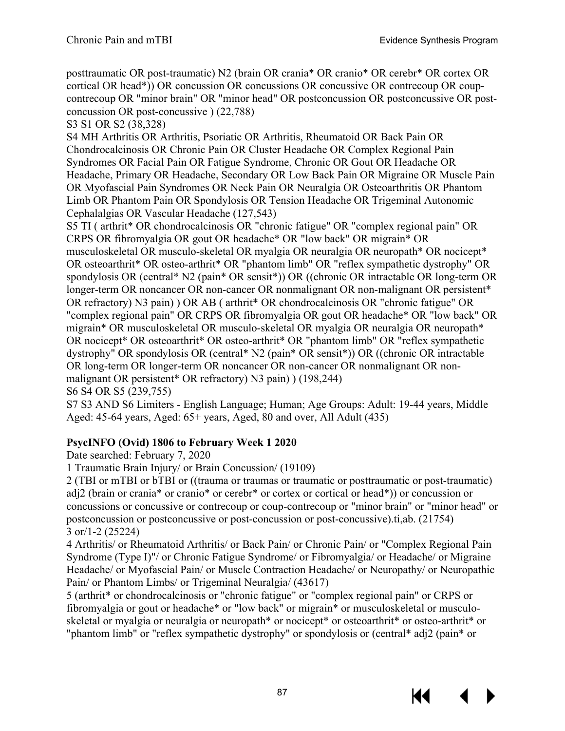posttraumatic OR post-traumatic) N2 (brain OR crania* OR cranio* OR cerebr* OR cortex OR cortical OR head*)) OR concussion OR concussions OR concussive OR contrecoup OR coup-contrecoup OR "minor brain" OR "minor head" OR postconcussion OR postconcussive OR post-concussion OR post-concussive ) (22,788)

S3 S1 OR S2 (38,328)

S4 MH Arthritis OR Arthritis, Psoriatic OR Arthritis, Rheumatoid OR Back Pain OR Chondrocalcinosis OR Chronic Pain OR Cluster Headache OR Complex Regional Pain Syndromes OR Facial Pain OR Fatigue Syndrome, Chronic OR Gout OR Headache OR Headache, Primary OR Headache, Secondary OR Low Back Pain OR Migraine OR Muscle Pain OR Myofascial Pain Syndromes OR Neck Pain OR Neuralgia OR Osteoarthritis OR Phantom Limb OR Phantom Pain OR Spondylosis OR Tension Headache OR Trigeminal Autonomic Cephalalgias OR Vascular Headache (127,543)

S5 TI ( arthrit* OR chondrocalcinosis OR "chronic fatigue" OR "complex regional pain" OR CRPS OR fibromyalgia OR gout OR headache* OR "low back" OR migrain* OR musculoskeletal OR musculo-skeletal OR myalgia OR neuralgia OR neuropath* OR nocicept* OR osteoarthrit* OR osteo-arthrit* OR "phantom limb" OR "reflex sympathetic dystrophy" OR spondylosis OR (central* N2 (pain* OR sensit*)) OR ((chronic OR intractable OR long-term OR longer-term OR noncancer OR non-cancer OR nonmalignant OR non-malignant OR persistent* OR refractory) N3 pain) ) OR AB ( arthrit* OR chondrocalcinosis OR "chronic fatigue" OR "complex regional pain" OR CRPS OR fibromyalgia OR gout OR headache* OR "low back" OR migrain* OR musculoskeletal OR musculo-skeletal OR myalgia OR neuralgia OR neuropath* OR nocicept* OR osteoarthrit* OR osteo-arthrit* OR "phantom limb" OR "reflex sympathetic dystrophy" OR spondylosis OR (central* N2 (pain* OR sensit*)) OR ((chronic OR intractable OR long-term OR longer-term OR noncancer OR non-cancer OR nonmalignant OR non-malignant OR persistent* OR refractory) N3 pain) ) (198,244)

S6 S4 OR S5 (239,755)

S7 S3 AND S6 Limiters - English Language; Human; Age Groups: Adult: 19-44 years, Middle Aged: 45-64 years, Aged: 65+ years, Aged, 80 and over, All Adult (435)

**PsycINFO (Ovid) 1806 to February Week 1 2020**

Date searched: February 7, 2020

1 Traumatic Brain Injury/ or Brain Concussion/ (19109)

2 (TBI or mTBI or bTBI or ((trauma or traumas or traumatic or posttraumatic or post-traumatic) adj2 (brain or crania* or cranio* or cerebr* or cortex or cortical or head*)) or concussion or concussions or concussive or contrecoup or coup-contrecoup or "minor brain" or "minor head" or postconcussion or postconcussive or post-concussion or post-concussive).ti,ab. (21754)

3 or/1-2 (25224)

4 Arthritis/ or Rheumatoid Arthritis/ or Back Pain/ or Chronic Pain/ or "Complex Regional Pain Syndrome (Type I)"/ or Chronic Fatigue Syndrome/ or Fibromyalgia/ or Headache/ or Migraine Headache/ or Myofascial Pain/ or Muscle Contraction Headache/ or Neuropathy/ or Neuropathic Pain/ or Phantom Limbs/ or Trigeminal Neuralgia/ (43617)

5 (arthrit* or chondrocalcinosis or "chronic fatigue" or "complex regional pain" or CRPS or fibromyalgia or gout or headache* or "low back" or migrain* or musculoskeletal or musculo-skeletal or myalgia or neuralgia or neuropath* or nocicept* or osteoarthrit* or osteo-arthrit* or "phantom limb" or "reflex sympathetic dystrophy" or spondylosis or (central* adj2 (pain* or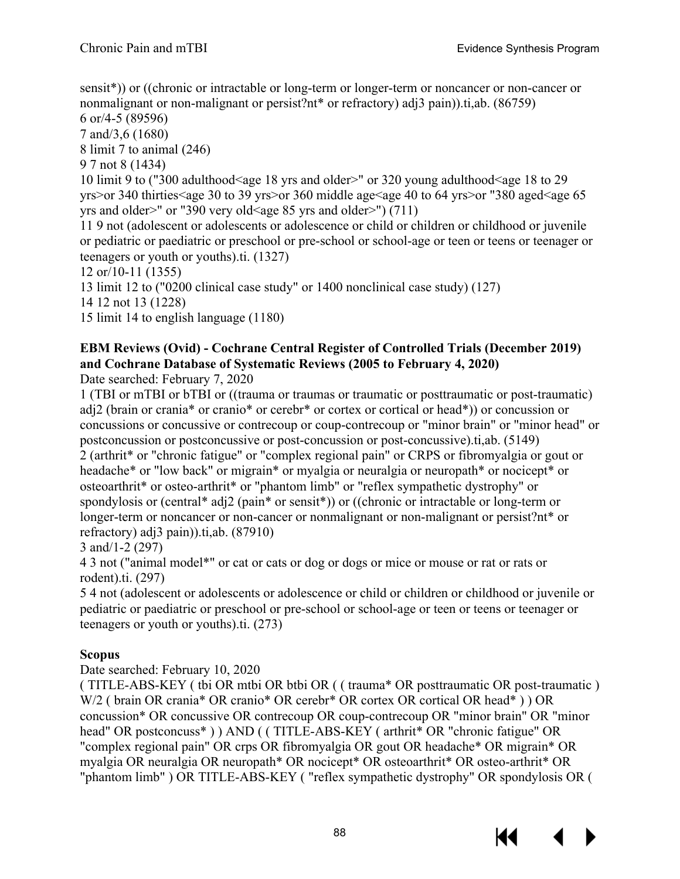sensit*)) or ((chronic or intractable or long-term or longer-term or noncancer or non-cancer or nonmalignant or non-malignant or persist?nt* or refractory) adj3 pain)).ti,ab. (86759)
6 or/4-5 (89596)
7 and/3,6 (1680)
8 limit 7 to animal (246)
9 7 not 8 (1434)
10 limit 9 to ("300 adulthood<age 18 yrs and older>" or 320 young adulthood<age 18 to 29 yrs>or 340 thirties<age 30 to 39 yrs>or 360 middle age<age 40 to 64 yrs>or "380 aged<age 65 yrs and older>" or "390 very old<age 85 yrs and older>") (711)
11 9 not (adolescent or adolescents or adolescence or child or children or childhood or juvenile or pediatric or paediatric or preschool or pre-school or school-age or teen or teens or teenager or teenagers or youth or youths).ti. (1327)
12 or/10-11 (1355)
13 limit 12 to ("0200 clinical case study" or 1400 nonclinical case study) (127)
14 12 not 13 (1228)
15 limit 14 to english language (1180)

**EBM Reviews (Ovid) - Cochrane Central Register of Controlled Trials (December 2019) and Cochrane Database of Systematic Reviews (2005 to February 4, 2020)**

Date searched: February 7, 2020
1 (TBI or mTBI or bTBI or ((trauma or traumas or traumatic or posttraumatic or post-traumatic) adj2 (brain or crania* or cranio* or cerebr* or cortex or cortical or head*)) or concussion or concussions or concussive or contrecoup or coup-contrecoup or "minor brain" or "minor head" or postconcussion or postconcussive or post-concussion or post-concussive).ti,ab. (5149)
2 (arthrit* or "chronic fatigue" or "complex regional pain" or CRPS or fibromyalgia or gout or headache* or "low back" or migrain* or myalgia or neuralgia or neuropath* or nocicept* or osteoarthrit* or osteo-arthrit* or "phantom limb" or "reflex sympathetic dystrophy" or spondylosis or (central* adj2 (pain* or sensit*)) or ((chronic or intractable or long-term or longer-term or noncancer or non-cancer or nonmalignant or non-malignant or persist?nt* or refractory) adj3 pain)).ti,ab. (87910)
3 and/1-2 (297)
4 3 not ("animal model*" or cat or cats or dog or dogs or mice or mouse or rat or rats or rodent).ti. (297)
5 4 not (adolescent or adolescents or adolescence or child or children or childhood or juvenile or pediatric or paediatric or preschool or pre-school or school-age or teen or teens or teenager or teenagers or youth or youths).ti. (273)

**Scopus**

Date searched: February 10, 2020
( TITLE-ABS-KEY ( tbi OR mtbi OR btbi OR ( ( trauma* OR posttraumatic OR post-traumatic ) W/2 ( brain OR crania* OR cranio* OR cerebr* OR cortex OR cortical OR head* ) ) OR concussion* OR concussive OR contrecoup OR coup-contrecoup OR "minor brain" OR "minor head" OR postconcuss* ) ) AND ( ( TITLE-ABS-KEY ( arthrit* OR "chronic fatigue" OR "complex regional pain" OR crps OR fibromyalgia OR gout OR headache* OR migrain* OR myalgia OR neuralgia OR neuropath* OR nocicept* OR osteoarthrit* OR osteo-arthrit* OR "phantom limb" ) OR TITLE-ABS-KEY ( "reflex sympathetic dystrophy" OR spondylosis OR (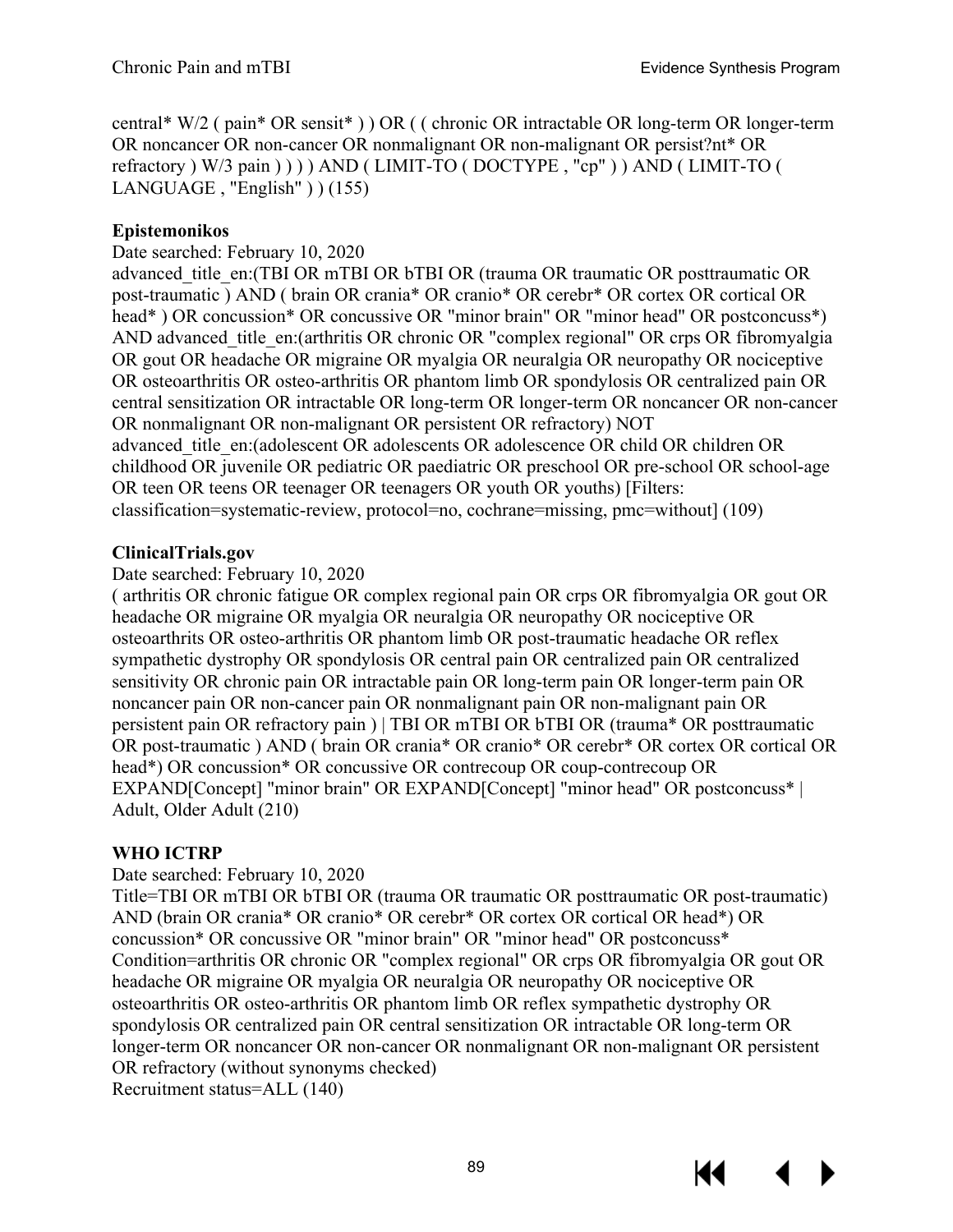central* W/2 ( pain* OR sensit* ) ) OR ( ( chronic OR intractable OR long-term OR longer-term OR noncancer OR non-cancer OR nonmalignant OR non-malignant OR persist?nt* OR refractory ) W/3 pain ) ) ) ) AND ( LIMIT-TO ( DOCTYPE , "cp" ) ) AND ( LIMIT-TO ( LANGUAGE , "English" ) ) (155)

**Epistemonikos**

Date searched: February 10, 2020

advanced_title_en:(TBI OR mTBI OR bTBI OR (trauma OR traumatic OR posttraumatic OR post-traumatic ) AND ( brain OR crania* OR cranio* OR cerebr* OR cortex OR cortical OR head* ) OR concussion* OR concussive OR "minor brain" OR "minor head" OR postconcuss*) AND advanced_title_en:(arthritis OR chronic OR "complex regional" OR crps OR fibromyalgia OR gout OR headache OR migraine OR myalgia OR neuralgia OR neuropathy OR nociceptive OR osteoarthritis OR osteo-arthritis OR phantom limb OR spondylosis OR centralized pain OR central sensitization OR intractable OR long-term OR longer-term OR noncancer OR non-cancer OR nonmalignant OR non-malignant OR persistent OR refractory) NOT advanced_title_en:(adolescent OR adolescents OR adolescence OR child OR children OR childhood OR juvenile OR pediatric OR paediatric OR preschool OR pre-school OR school-age OR teen OR teens OR teenager OR teenagers OR youth OR youths) [Filters: classification=systematic-review, protocol=no, cochrane=missing, pmc=without] (109)

**ClinicalTrials.gov**

Date searched: February 10, 2020

( arthritis OR chronic fatigue OR complex regional pain OR crps OR fibromyalgia OR gout OR headache OR migraine OR myalgia OR neuralgia OR neuropathy OR nociceptive OR osteoarthrits OR osteo-arthritis OR phantom limb OR post-traumatic headache OR reflex sympathetic dystrophy OR spondylosis OR central pain OR centralized pain OR centralized sensitivity OR chronic pain OR intractable pain OR long-term pain OR longer-term pain OR noncancer pain OR non-cancer pain OR nonmalignant pain OR non-malignant pain OR persistent pain OR refractory pain ) | TBI OR mTBI OR bTBI OR (trauma* OR posttraumatic OR post-traumatic ) AND ( brain OR crania* OR cranio* OR cerebr* OR cortex OR cortical OR head*) OR concussion* OR concussive OR contrecoup OR coup-contrecoup OR EXPAND[Concept] "minor brain" OR EXPAND[Concept] "minor head" OR postconcuss* | Adult, Older Adult (210)

**WHO ICTRP**

Date searched: February 10, 2020

Title=TBI OR mTBI OR bTBI OR (trauma OR traumatic OR posttraumatic OR post-traumatic) AND (brain OR crania* OR cranio* OR cerebr* OR cortex OR cortical OR head*) OR concussion* OR concussive OR "minor brain" OR "minor head" OR postconcuss*
Condition=arthritis OR chronic OR "complex regional" OR crps OR fibromyalgia OR gout OR headache OR migraine OR myalgia OR neuralgia OR neuropathy OR nociceptive OR osteoarthritis OR osteo-arthritis OR phantom limb OR reflex sympathetic dystrophy OR spondylosis OR centralized pain OR central sensitization OR intractable OR long-term OR longer-term OR noncancer OR non-cancer OR nonmalignant OR non-malignant OR persistent OR refractory (without synonyms checked)
Recruitment status=ALL (140)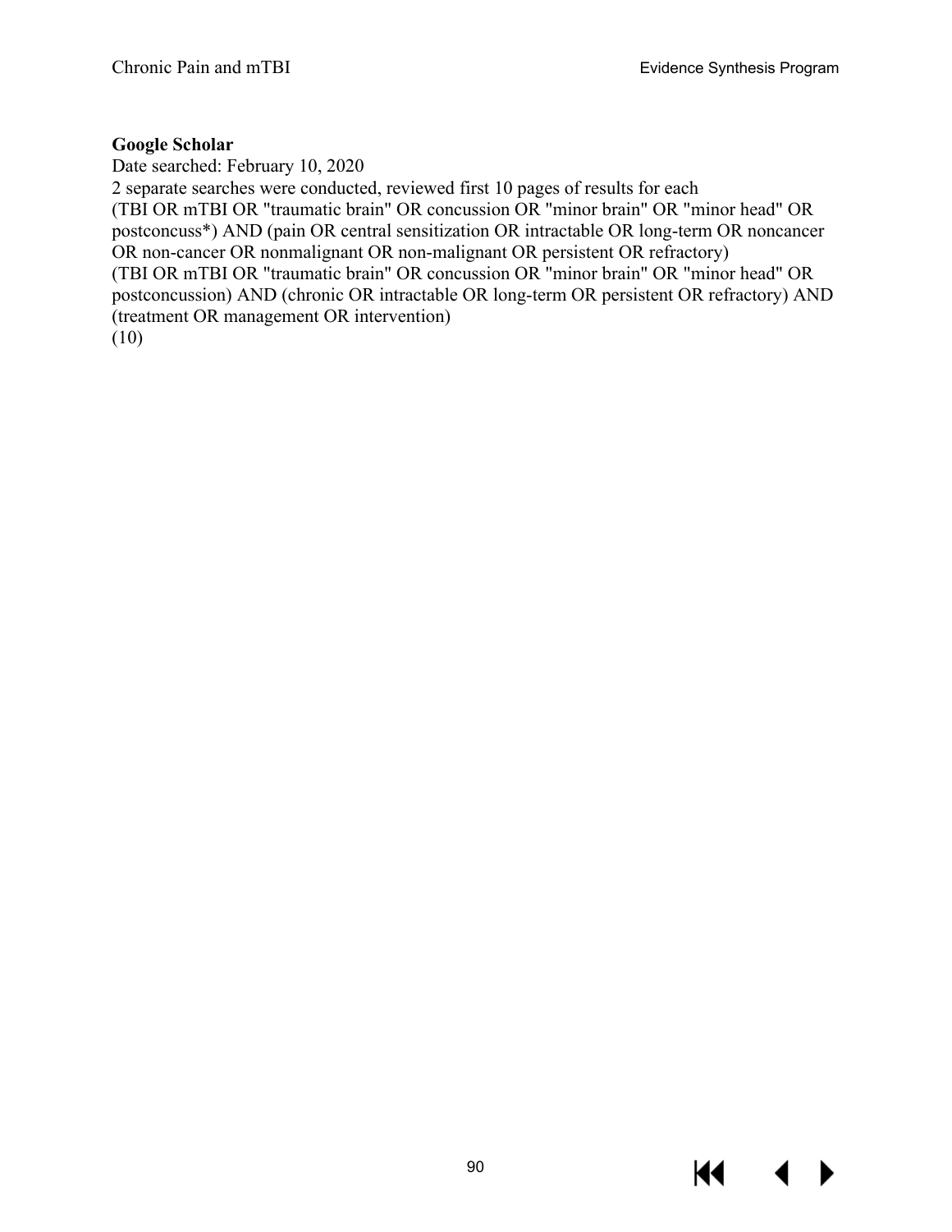**Google Scholar**

Date searched: February 10, 2020

2 separate searches were conducted, reviewed first 10 pages of results for each

(TBI OR mTBI OR "traumatic brain" OR concussion OR "minor brain" OR "minor head" OR postconcuss*) AND (pain OR central sensitization OR intractable OR long-term OR noncancer OR non-cancer OR nonmalignant OR non-malignant OR persistent OR refractory)

(TBI OR mTBI OR "traumatic brain" OR concussion OR "minor brain" OR "minor head" OR postconcussion) AND (chronic OR intractable OR long-term OR persistent OR refractory) AND (treatment OR management OR intervention)

(10)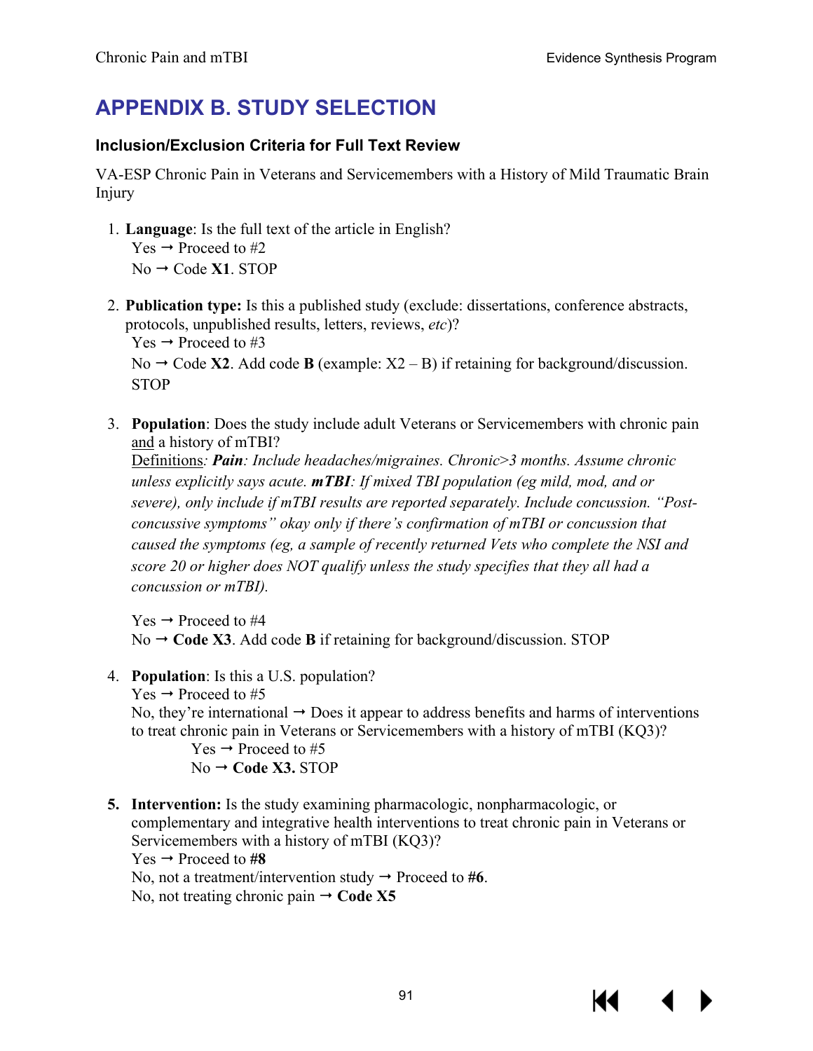# APPENDIX B. STUDY SELECTION

### Inclusion/Exclusion Criteria for Full Text Review

VA-ESP Chronic Pain in Veterans and Servicemembers with a History of Mild Traumatic Brain Injury

1. **Language**: Is the full text of the article in English?
   Yes → Proceed to #2
   No → Code **X1**. STOP

2. **Publication type:** Is this a published study (exclude: dissertations, conference abstracts, protocols, unpublished results, letters, reviews, *etc*)?
   Yes → Proceed to #3
   No → Code **X2**. Add code **B** (example: X2 – B) if retaining for background/discussion. STOP

3. **Population**: Does the study include adult Veterans or Servicemembers with chronic pain and a history of mTBI?
   Definitions*: **Pain**: Include headaches/migraines. Chronic>3 months. Assume chronic unless explicitly says acute. **mTBI**: If mixed TBI population (eg mild, mod, and or severe), only include if mTBI results are reported separately. Include concussion. "Post-concussive symptoms" okay only if there's confirmation of mTBI or concussion that caused the symptoms (eg, a sample of recently returned Vets who complete the NSI and score 20 or higher does NOT qualify unless the study specifies that they all had a concussion or mTBI).*

   Yes → Proceed to #4
   No → **Code X3**. Add code **B** if retaining for background/discussion. STOP

4. **Population**: Is this a U.S. population?
   Yes → Proceed to #5
   No, they're international → Does it appear to address benefits and harms of interventions to treat chronic pain in Veterans or Servicemembers with a history of mTBI (KQ3)?
      Yes → Proceed to #5
      No → **Code X3.** STOP

5. **Intervention:** Is the study examining pharmacologic, nonpharmacologic, or complementary and integrative health interventions to treat chronic pain in Veterans or Servicemembers with a history of mTBI (KQ3)?
   Yes → Proceed to **#8**
   No, not a treatment/intervention study → Proceed to **#6**.
   No, not treating chronic pain → **Code X5**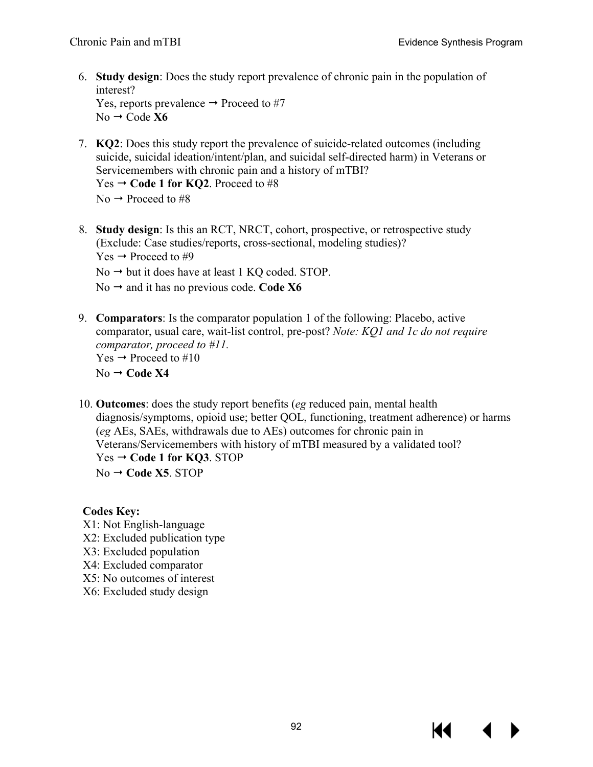6. **Study design**: Does the study report prevalence of chronic pain in the population of interest?
   Yes, reports prevalence → Proceed to #7
   No → Code **X6**

7. **KQ2**: Does this study report the prevalence of suicide-related outcomes (including suicide, suicidal ideation/intent/plan, and suicidal self-directed harm) in Veterans or Servicemembers with chronic pain and a history of mTBI?
   Yes → **Code 1 for KQ2**. Proceed to #8
   No → Proceed to #8

8. **Study design**: Is this an RCT, NRCT, cohort, prospective, or retrospective study (Exclude: Case studies/reports, cross-sectional, modeling studies)?
   Yes → Proceed to #9
   No → but it does have at least 1 KQ coded. STOP.
   No → and it has no previous code. **Code X6**

9. **Comparators**: Is the comparator population 1 of the following: Placebo, active comparator, usual care, wait-list control, pre-post? *Note: KQ1 and 1c do not require comparator, proceed to #11.*
   Yes → Proceed to #10
   No → **Code X4**

10. **Outcomes**: does the study report benefits (*eg* reduced pain, mental health diagnosis/symptoms, opioid use; better QOL, functioning, treatment adherence) or harms (*eg* AEs, SAEs, withdrawals due to AEs) outcomes for chronic pain in Veterans/Servicemembers with history of mTBI measured by a validated tool?
    Yes → **Code 1 for KQ3**. STOP
    No → **Code X5**. STOP

**Codes Key:**
X1: Not English-language
X2: Excluded publication type
X3: Excluded population
X4: Excluded comparator
X5: No outcomes of interest
X6: Excluded study design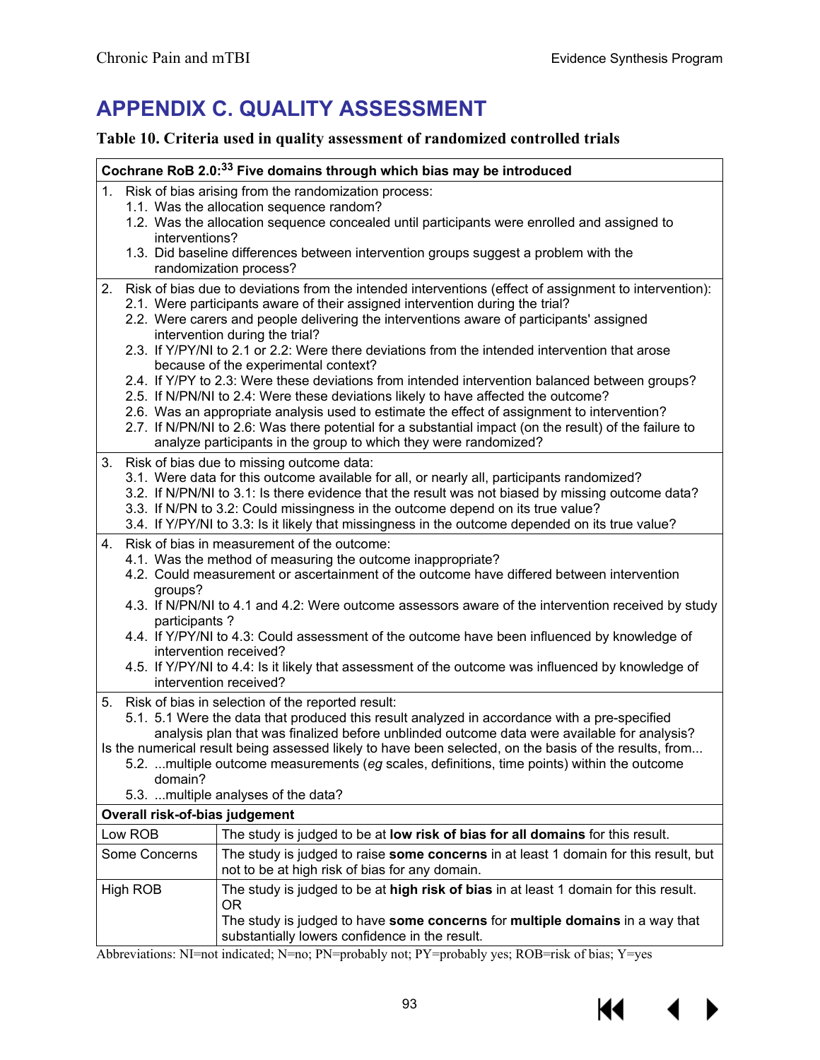# APPENDIX C. QUALITY ASSESSMENT

### Table 10. Criteria used in quality assessment of randomized controlled trials

| Cochrane RoB 2.0:[33] Five domains through which bias may be introduced | |
|---|---|
| 1. Risk of bias arising from the randomization process:<br>1.1. Was the allocation sequence random?<br>1.2. Was the allocation sequence concealed until participants were enrolled and assigned to interventions?<br>1.3. Did baseline differences between intervention groups suggest a problem with the randomization process? | |
| 2. Risk of bias due to deviations from the intended interventions (effect of assignment to intervention):<br>2.1. Were participants aware of their assigned intervention during the trial?<br>2.2. Were carers and people delivering the interventions aware of participants' assigned intervention during the trial?<br>2.3. If Y/PY/NI to 2.1 or 2.2: Were there deviations from the intended intervention that arose because of the experimental context?<br>2.4. If Y/PY to 2.3: Were these deviations from intended intervention balanced between groups?<br>2.5. If N/PN/NI to 2.4: Were these deviations likely to have affected the outcome?<br>2.6. Was an appropriate analysis used to estimate the effect of assignment to intervention?<br>2.7. If N/PN/NI to 2.6: Was there potential for a substantial impact (on the result) of the failure to analyze participants in the group to which they were randomized? | |
| 3. Risk of bias due to missing outcome data:<br>3.1. Were data for this outcome available for all, or nearly all, participants randomized?<br>3.2. If N/PN/NI to 3.1: Is there evidence that the result was not biased by missing outcome data?<br>3.3. If N/PN to 3.2: Could missingness in the outcome depend on its true value?<br>3.4. If Y/PY/NI to 3.3: Is it likely that missingness in the outcome depended on its true value? | |
| 4. Risk of bias in measurement of the outcome:<br>4.1. Was the method of measuring the outcome inappropriate?<br>4.2. Could measurement or ascertainment of the outcome have differed between intervention groups?<br>4.3. If N/PN/NI to 4.1 and 4.2: Were outcome assessors aware of the intervention received by study participants ?<br>4.4. If Y/PY/NI to 4.3: Could assessment of the outcome have been influenced by knowledge of intervention received?<br>4.5. If Y/PY/NI to 4.4: Is it likely that assessment of the outcome was influenced by knowledge of intervention received? | |
| 5. Risk of bias in selection of the reported result:<br>5.1. 5.1 Were the data that produced this result analyzed in accordance with a pre-specified analysis plan that was finalized before unblinded outcome data were available for analysis?<br>Is the numerical result being assessed likely to have been selected, on the basis of the results, from...<br>5.2. ...multiple outcome measurements (*eg* scales, definitions, time points) within the outcome domain?<br>5.3. ...multiple analyses of the data? | |
| **Overall risk-of-bias judgement** | |
| Low ROB | The study is judged to be at **low risk of bias for all domains** for this result. |
| Some Concerns | The study is judged to raise **some concerns** in at least 1 domain for this result, but not to be at high risk of bias for any domain. |
| High ROB | The study is judged to be at **high risk of bias** in at least 1 domain for this result.<br>OR<br>The study is judged to have **some concerns** for **multiple domains** in a way that substantially lowers confidence in the result. |

Abbreviations: NI=not indicated; N=no; PN=probably not; PY=probably yes; ROB=risk of bias; Y=yes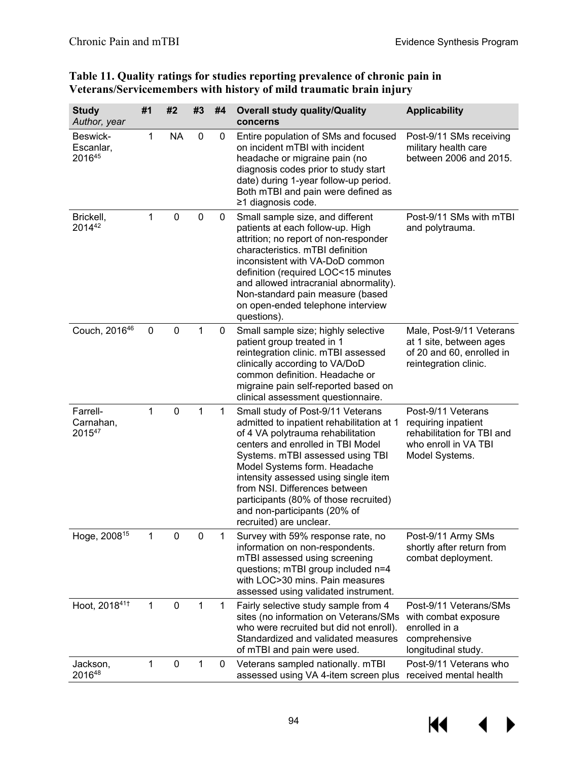**Table 11. Quality ratings for studies reporting prevalence of chronic pain in Veterans/Servicemembers with history of mild traumatic brain injury**

| Study *Author, year* | #1 | #2 | #3 | #4 | Overall study quality/Quality concerns | Applicability |
|---|---|---|---|---|---|---|
| Beswick-Escanlar, 2016[45] | 1 | NA | 0 | 0 | Entire population of SMs and focused on incident mTBI with incident headache or migraine pain (no diagnosis codes prior to study start date) during 1-year follow-up period. Both mTBI and pain were defined as ≥1 diagnosis code. | Post-9/11 SMs receiving military health care between 2006 and 2015. |
| Brickell, 2014[42] | 1 | 0 | 0 | 0 | Small sample size, and different patients at each follow-up. High attrition; no report of non-responder characteristics. mTBI definition inconsistent with VA-DoD common definition (required LOC<15 minutes and allowed intracranial abnormality). Non-standard pain measure (based on open-ended telephone interview questions). | Post-9/11 SMs with mTBI and polytrauma. |
| Couch, 2016[46] | 0 | 0 | 1 | 0 | Small sample size; highly selective patient group treated in 1 reintegration clinic. mTBI assessed clinically according to VA/DoD common definition. Headache or migraine pain self-reported based on clinical assessment questionnaire. | Male, Post-9/11 Veterans at 1 site, between ages of 20 and 60, enrolled in reintegration clinic. |
| Farrell-Carnahan, 2015[47] | 1 | 0 | 1 | 1 | Small study of Post-9/11 Veterans admitted to inpatient rehabilitation at 1 of 4 VA polytrauma rehabilitation centers and enrolled in TBI Model Systems. mTBI assessed using TBI Model Systems form. Headache intensity assessed using single item from NSI. Differences between participants (80% of those recruited) and non-participants (20% of recruited) are unclear. | Post-9/11 Veterans requiring inpatient rehabilitation for TBI and who enroll in VA TBI Model Systems. |
| Hoge, 2008[15] | 1 | 0 | 0 | 1 | Survey with 59% response rate, no information on non-respondents. mTBI assessed using screening questions; mTBI group included n=4 with LOC>30 mins. Pain measures assessed using validated instrument. | Post-9/11 Army SMs shortly after return from combat deployment. |
| Hoot, 2018[41†] | 1 | 0 | 1 | 1 | Fairly selective study sample from 4 sites (no information on Veterans/SMs who were recruited but did not enroll). Standardized and validated measures of mTBI and pain were used. | Post-9/11 Veterans/SMs with combat exposure enrolled in a comprehensive longitudinal study. |
| Jackson, 2016[48] | 1 | 0 | 1 | 0 | Veterans sampled nationally. mTBI assessed using VA 4-item screen plus | Post-9/11 Veterans who received mental health |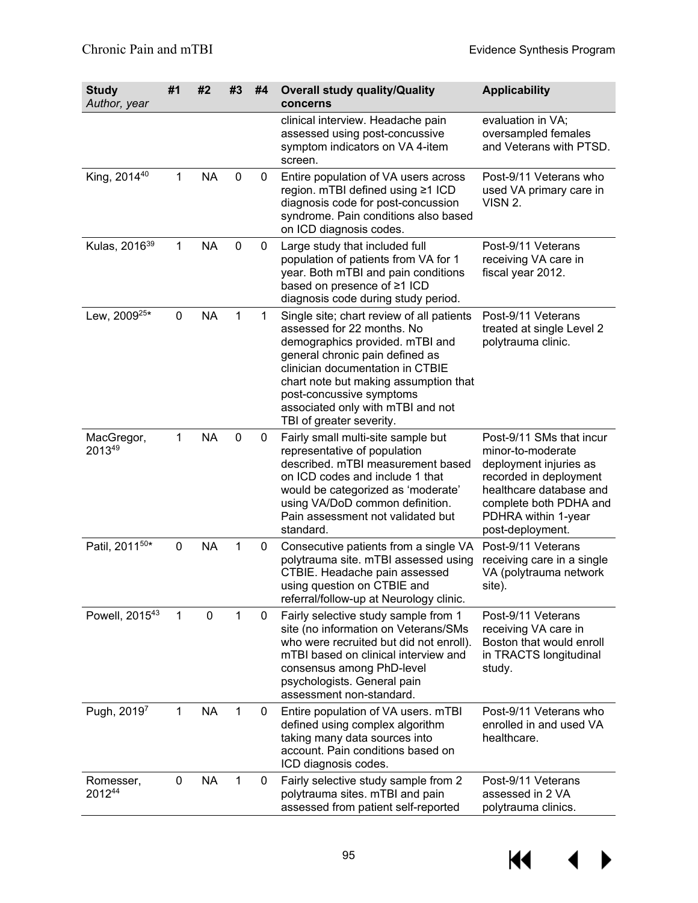| Study *Author, year* | #1 | #2 | #3 | #4 | Overall study quality/Quality concerns | Applicability |
|---|---|---|---|---|---|---|
| | | | | | clinical interview. Headache pain assessed using post-concussive symptom indicators on VA 4-item screen. | evaluation in VA; oversampled females and Veterans with PTSD. |
| King, 2014[40] | 1 | NA | 0 | 0 | Entire population of VA users across region. mTBI defined using ≥1 ICD diagnosis code for post-concussion syndrome. Pain conditions also based on ICD diagnosis codes. | Post-9/11 Veterans who used VA primary care in VISN 2. |
| Kulas, 2016[39] | 1 | NA | 0 | 0 | Large study that included full population of patients from VA for 1 year. Both mTBI and pain conditions based on presence of ≥1 ICD diagnosis code during study period. | Post-9/11 Veterans receiving VA care in fiscal year 2012. |
| Lew, 2009[25]* | 0 | NA | 1 | 1 | Single site; chart review of all patients assessed for 22 months. No demographics provided. mTBI and general chronic pain defined as clinician documentation in CTBIE chart note but making assumption that post-concussive symptoms associated only with mTBI and not TBI of greater severity. | Post-9/11 Veterans treated at single Level 2 polytrauma clinic. |
| MacGregor, 2013[49] | 1 | NA | 0 | 0 | Fairly small multi-site sample but representative of population described. mTBI measurement based on ICD codes and include 1 that would be categorized as 'moderate' using VA/DoD common definition. Pain assessment not validated but standard. | Post-9/11 SMs that incur minor-to-moderate deployment injuries as recorded in deployment healthcare database and complete both PDHA and PDHRA within 1-year post-deployment. |
| Patil, 2011[50]* | 0 | NA | 1 | 0 | Consecutive patients from a single VA polytrauma site. mTBI assessed using CTBIE. Headache pain assessed using question on CTBIE and referral/follow-up at Neurology clinic. | Post-9/11 Veterans receiving care in a single VA (polytrauma network site). |
| Powell, 2015[43] | 1 | 0 | 1 | 0 | Fairly selective study sample from 1 site (no information on Veterans/SMs who were recruited but did not enroll). mTBI based on clinical interview and consensus among PhD-level psychologists. General pain assessment non-standard. | Post-9/11 Veterans receiving VA care in Boston that would enroll in TRACTS longitudinal study. |
| Pugh, 2019[7] | 1 | NA | 1 | 0 | Entire population of VA users. mTBI defined using complex algorithm taking many data sources into account. Pain conditions based on ICD diagnosis codes. | Post-9/11 Veterans who enrolled in and used VA healthcare. |
| Romesser, 2012[44] | 0 | NA | 1 | 0 | Fairly selective study sample from 2 polytrauma sites. mTBI and pain assessed from patient self-reported | Post-9/11 Veterans assessed in 2 VA polytrauma clinics. |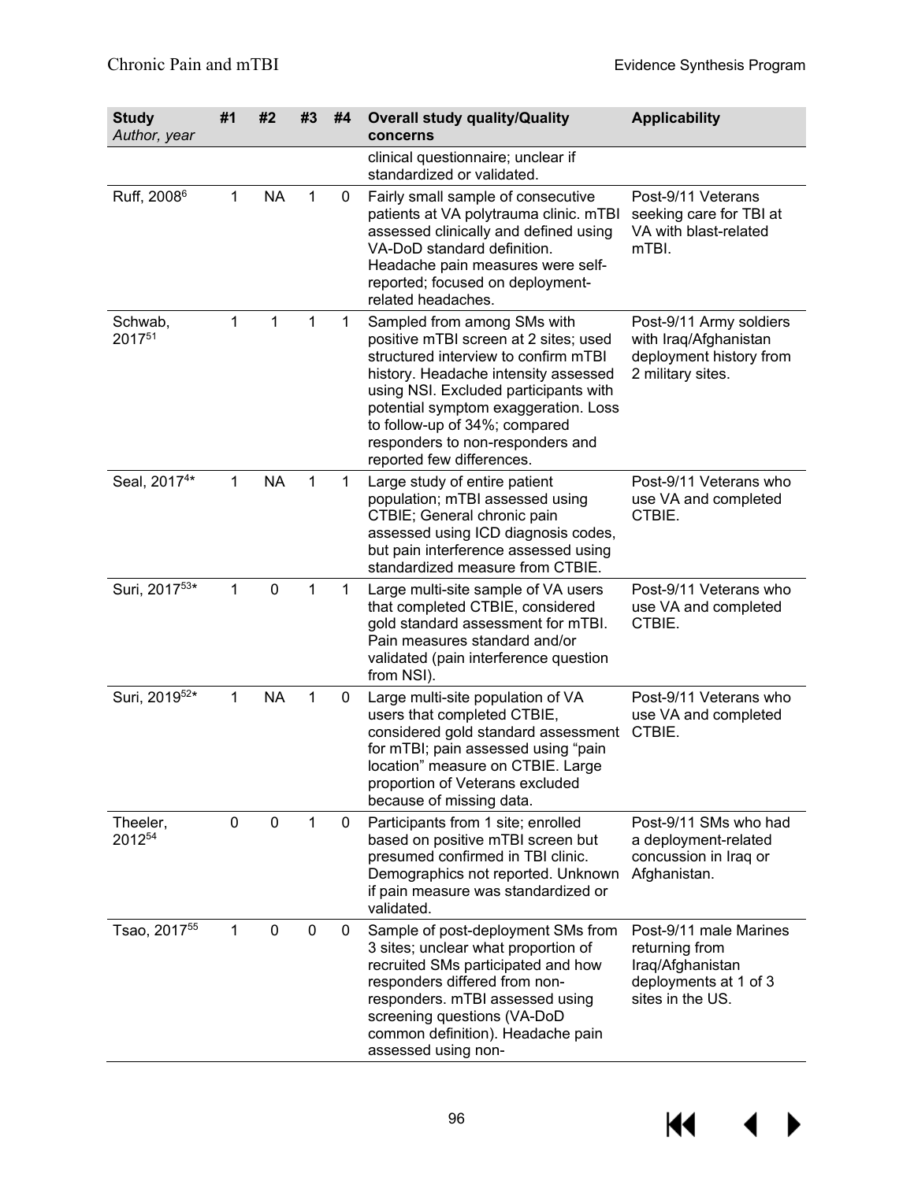| Study *Author, year* | #1 | #2 | #3 | #4 | Overall study quality/Quality concerns | Applicability |
|---|---|---|---|---|---|---|
| | | | | | clinical questionnaire; unclear if standardized or validated. | |
| Ruff, 2008[6] | 1 | NA | 1 | 0 | Fairly small sample of consecutive patients at VA polytrauma clinic. mTBI assessed clinically and defined using VA-DoD standard definition. Headache pain measures were self-reported; focused on deployment-related headaches. | Post-9/11 Veterans seeking care for TBI at VA with blast-related mTBI. |
| Schwab, 2017[51] | 1 | 1 | 1 | 1 | Sampled from among SMs with positive mTBI screen at 2 sites; used structured interview to confirm mTBI history. Headache intensity assessed using NSI. Excluded participants with potential symptom exaggeration. Loss to follow-up of 34%; compared responders to non-responders and reported few differences. | Post-9/11 Army soldiers with Iraq/Afghanistan deployment history from 2 military sites. |
| Seal, 2017[4]* | 1 | NA | 1 | 1 | Large study of entire patient population; mTBI assessed using CTBIE; General chronic pain assessed using ICD diagnosis codes, but pain interference assessed using standardized measure from CTBIE. | Post-9/11 Veterans who use VA and completed CTBIE. |
| Suri, 2017[53]* | 1 | 0 | 1 | 1 | Large multi-site sample of VA users that completed CTBIE, considered gold standard assessment for mTBI. Pain measures standard and/or validated (pain interference question from NSI). | Post-9/11 Veterans who use VA and completed CTBIE. |
| Suri, 2019[52]* | 1 | NA | 1 | 0 | Large multi-site population of VA users that completed CTBIE, considered gold standard assessment for mTBI; pain assessed using "pain location" measure on CTBIE. Large proportion of Veterans excluded because of missing data. | Post-9/11 Veterans who use VA and completed CTBIE. |
| Theeler, 2012[54] | 0 | 0 | 1 | 0 | Participants from 1 site; enrolled based on positive mTBI screen but presumed confirmed in TBI clinic. Demographics not reported. Unknown if pain measure was standardized or validated. | Post-9/11 SMs who had a deployment-related concussion in Iraq or Afghanistan. |
| Tsao, 2017[55] | 1 | 0 | 0 | 0 | Sample of post-deployment SMs from 3 sites; unclear what proportion of recruited SMs participated and how responders differed from non-responders. mTBI assessed using screening questions (VA-DoD common definition). Headache pain assessed using non- | Post-9/11 male Marines returning from Iraq/Afghanistan deployments at 1 of 3 sites in the US. |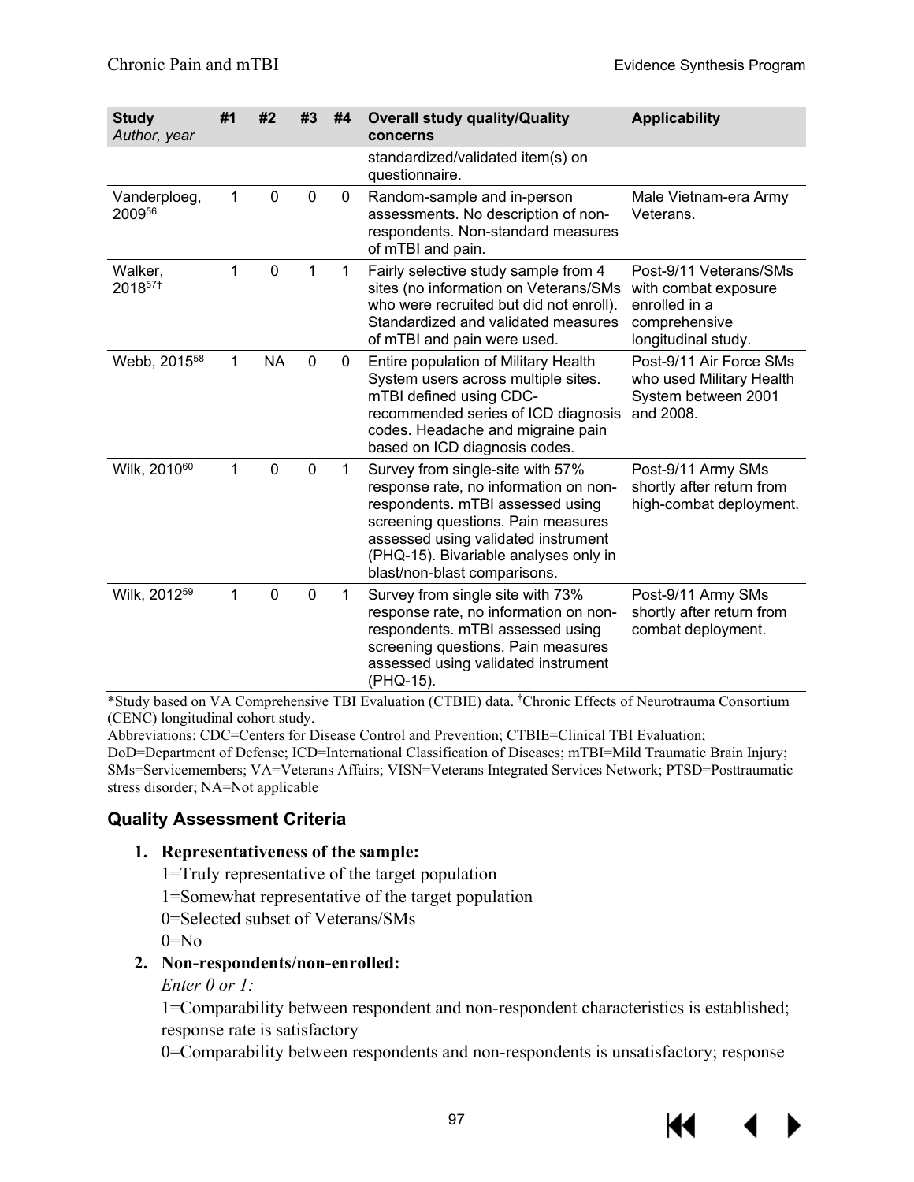| Study<br>*Author, year* | #1 | #2 | #3 | #4 | Overall study quality/Quality concerns | Applicability |
|---|---|---|---|---|---|---|
| | | | | | standardized/validated item(s) on questionnaire. | |
| Vanderploeg, 2009[56] | 1 | 0 | 0 | 0 | Random-sample and in-person assessments. No description of non-respondents. Non-standard measures of mTBI and pain. | Male Vietnam-era Army Veterans. |
| Walker, 2018[57†] | 1 | 0 | 1 | 1 | Fairly selective study sample from 4 sites (no information on Veterans/SMs who were recruited but did not enroll). Standardized and validated measures of mTBI and pain were used. | Post-9/11 Veterans/SMs with combat exposure enrolled in a comprehensive longitudinal study. |
| Webb, 2015[58] | 1 | NA | 0 | 0 | Entire population of Military Health System users across multiple sites. mTBI defined using CDC-recommended series of ICD diagnosis codes. Headache and migraine pain based on ICD diagnosis codes. | Post-9/11 Air Force SMs who used Military Health System between 2001 and 2008. |
| Wilk, 2010[60] | 1 | 0 | 0 | 1 | Survey from single-site with 57% response rate, no information on non-respondents. mTBI assessed using screening questions. Pain measures assessed using validated instrument (PHQ-15). Bivariable analyses only in blast/non-blast comparisons. | Post-9/11 Army SMs shortly after return from high-combat deployment. |
| Wilk, 2012[59] | 1 | 0 | 0 | 1 | Survey from single site with 73% response rate, no information on non-respondents. mTBI assessed using screening questions. Pain measures assessed using validated instrument (PHQ-15). | Post-9/11 Army SMs shortly after return from combat deployment. |

*Study based on VA Comprehensive TBI Evaluation (CTBIE) data. †Chronic Effects of Neurotrauma Consortium (CENC) longitudinal cohort study.

Abbreviations: CDC=Centers for Disease Control and Prevention; CTBIE=Clinical TBI Evaluation; DoD=Department of Defense; ICD=International Classification of Diseases; mTBI=Mild Traumatic Brain Injury; SMs=Servicemembers; VA=Veterans Affairs; VISN=Veterans Integrated Services Network; PTSD=Posttraumatic stress disorder; NA=Not applicable

### Quality Assessment Criteria

1. **Representativeness of the sample:**

   1=Truly representative of the target population

   1=Somewhat representative of the target population

   0=Selected subset of Veterans/SMs

   0=No

2. **Non-respondents/non-enrolled:**

   *Enter 0 or 1:*

   1=Comparability between respondent and non-respondent characteristics is established; response rate is satisfactory

   0=Comparability between respondents and non-respondents is unsatisfactory; response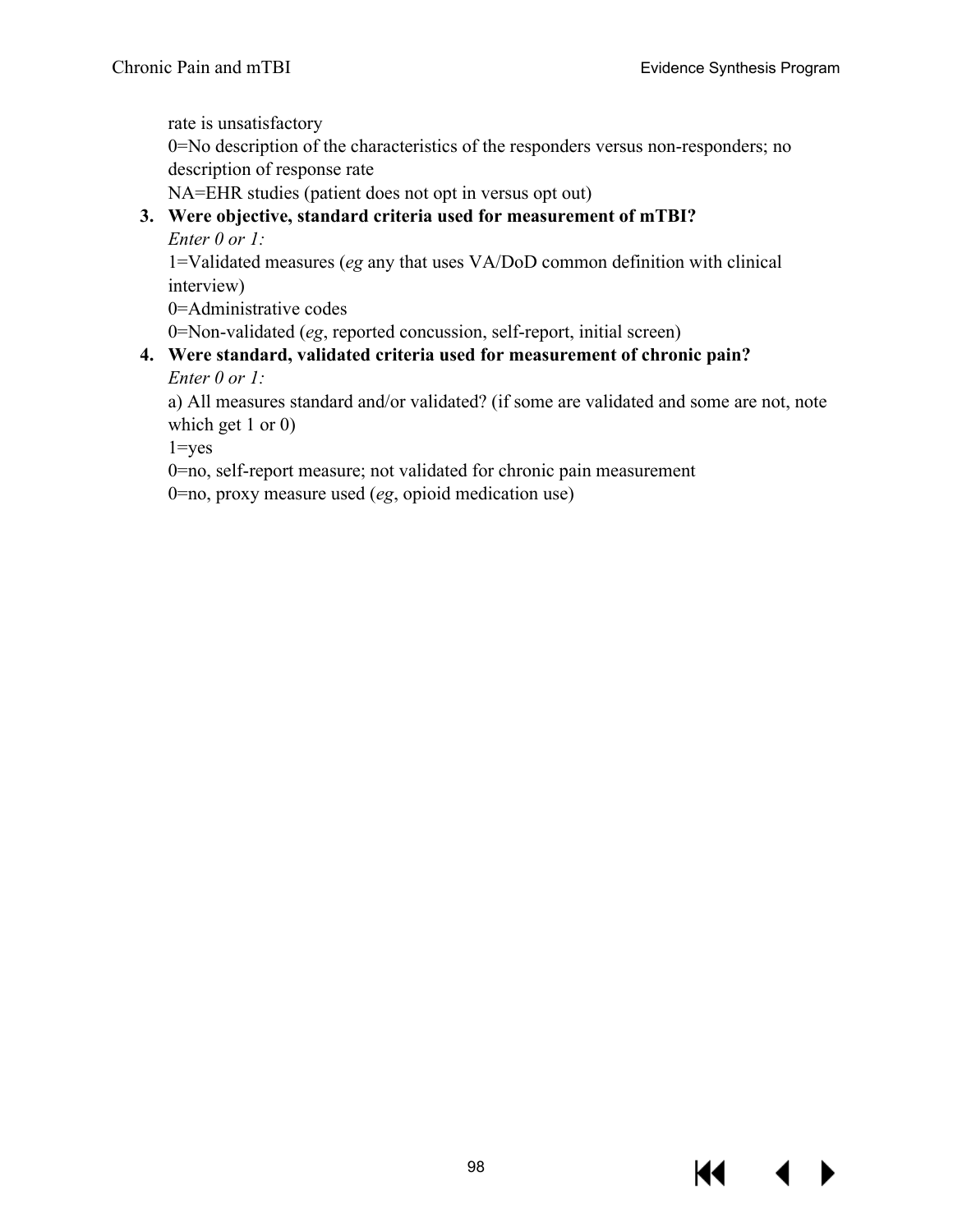rate is unsatisfactory

0=No description of the characteristics of the responders versus non-responders; no description of response rate

NA=EHR studies (patient does not opt in versus opt out)

3. **Were objective, standard criteria used for measurement of mTBI?**

   *Enter 0 or 1:*

   1=Validated measures (*eg* any that uses VA/DoD common definition with clinical interview)

   0=Administrative codes

   0=Non-validated (*eg*, reported concussion, self-report, initial screen)

4. **Were standard, validated criteria used for measurement of chronic pain?**

   *Enter 0 or 1:*

   a) All measures standard and/or validated? (if some are validated and some are not, note which get 1 or 0)

   1=yes

   0=no, self-report measure; not validated for chronic pain measurement

   0=no, proxy measure used (*eg*, opioid medication use)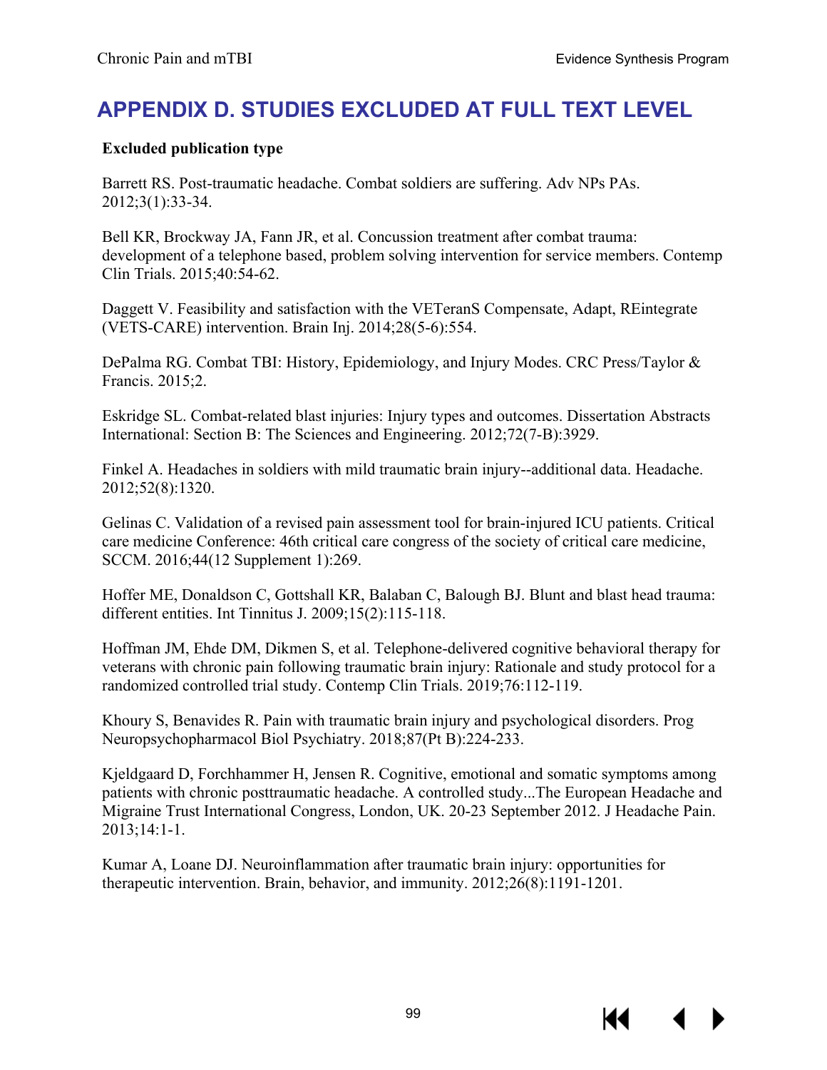# APPENDIX D. STUDIES EXCLUDED AT FULL TEXT LEVEL

**Excluded publication type**

Barrett RS. Post-traumatic headache. Combat soldiers are suffering. Adv NPs PAs. 2012;3(1):33-34.

Bell KR, Brockway JA, Fann JR, et al. Concussion treatment after combat trauma: development of a telephone based, problem solving intervention for service members. Contemp Clin Trials. 2015;40:54-62.

Daggett V. Feasibility and satisfaction with the VETeranS Compensate, Adapt, REintegrate (VETS-CARE) intervention. Brain Inj. 2014;28(5-6):554.

DePalma RG. Combat TBI: History, Epidemiology, and Injury Modes. CRC Press/Taylor & Francis. 2015;2.

Eskridge SL. Combat-related blast injuries: Injury types and outcomes. Dissertation Abstracts International: Section B: The Sciences and Engineering. 2012;72(7-B):3929.

Finkel A. Headaches in soldiers with mild traumatic brain injury--additional data. Headache. 2012;52(8):1320.

Gelinas C. Validation of a revised pain assessment tool for brain-injured ICU patients. Critical care medicine Conference: 46th critical care congress of the society of critical care medicine, SCCM. 2016;44(12 Supplement 1):269.

Hoffer ME, Donaldson C, Gottshall KR, Balaban C, Balough BJ. Blunt and blast head trauma: different entities. Int Tinnitus J. 2009;15(2):115-118.

Hoffman JM, Ehde DM, Dikmen S, et al. Telephone-delivered cognitive behavioral therapy for veterans with chronic pain following traumatic brain injury: Rationale and study protocol for a randomized controlled trial study. Contemp Clin Trials. 2019;76:112-119.

Khoury S, Benavides R. Pain with traumatic brain injury and psychological disorders. Prog Neuropsychopharmacol Biol Psychiatry. 2018;87(Pt B):224-233.

Kjeldgaard D, Forchhammer H, Jensen R. Cognitive, emotional and somatic symptoms among patients with chronic posttraumatic headache. A controlled study...The European Headache and Migraine Trust International Congress, London, UK. 20-23 September 2012. J Headache Pain. 2013;14:1-1.

Kumar A, Loane DJ. Neuroinflammation after traumatic brain injury: opportunities for therapeutic intervention. Brain, behavior, and immunity. 2012;26(8):1191-1201.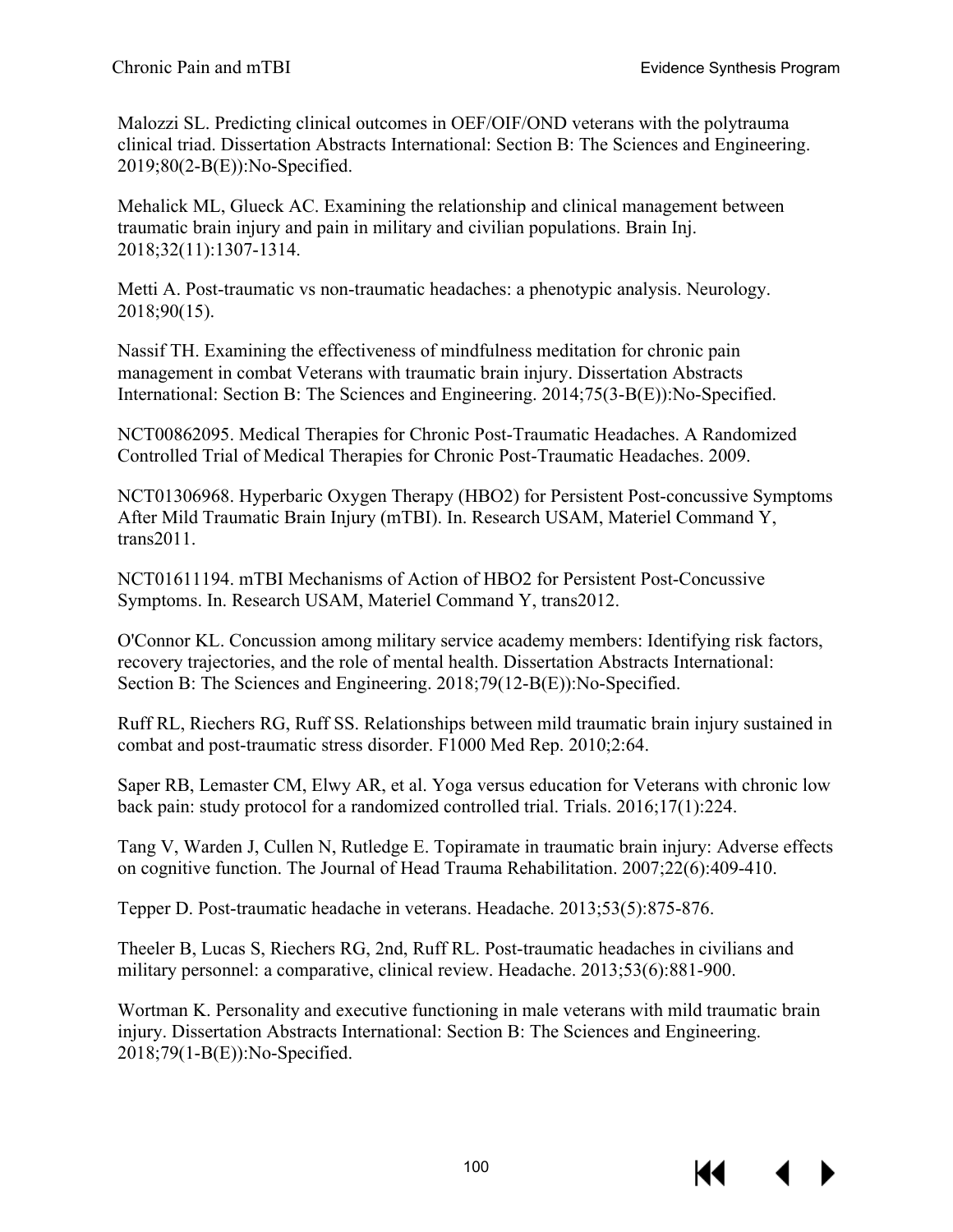Malozzi SL. Predicting clinical outcomes in OEF/OIF/OND veterans with the polytrauma clinical triad. Dissertation Abstracts International: Section B: The Sciences and Engineering. 2019;80(2-B(E)):No-Specified.

Mehalick ML, Glueck AC. Examining the relationship and clinical management between traumatic brain injury and pain in military and civilian populations. Brain Inj. 2018;32(11):1307-1314.

Metti A. Post-traumatic vs non-traumatic headaches: a phenotypic analysis. Neurology. 2018;90(15).

Nassif TH. Examining the effectiveness of mindfulness meditation for chronic pain management in combat Veterans with traumatic brain injury. Dissertation Abstracts International: Section B: The Sciences and Engineering. 2014;75(3-B(E)):No-Specified.

NCT00862095. Medical Therapies for Chronic Post-Traumatic Headaches. A Randomized Controlled Trial of Medical Therapies for Chronic Post-Traumatic Headaches. 2009.

NCT01306968. Hyperbaric Oxygen Therapy (HBO2) for Persistent Post-concussive Symptoms After Mild Traumatic Brain Injury (mTBI). In. Research USAM, Materiel Command Y, trans2011.

NCT01611194. mTBI Mechanisms of Action of HBO2 for Persistent Post-Concussive Symptoms. In. Research USAM, Materiel Command Y, trans2012.

O'Connor KL. Concussion among military service academy members: Identifying risk factors, recovery trajectories, and the role of mental health. Dissertation Abstracts International: Section B: The Sciences and Engineering. 2018;79(12-B(E)):No-Specified.

Ruff RL, Riechers RG, Ruff SS. Relationships between mild traumatic brain injury sustained in combat and post-traumatic stress disorder. F1000 Med Rep. 2010;2:64.

Saper RB, Lemaster CM, Elwy AR, et al. Yoga versus education for Veterans with chronic low back pain: study protocol for a randomized controlled trial. Trials. 2016;17(1):224.

Tang V, Warden J, Cullen N, Rutledge E. Topiramate in traumatic brain injury: Adverse effects on cognitive function. The Journal of Head Trauma Rehabilitation. 2007;22(6):409-410.

Tepper D. Post-traumatic headache in veterans. Headache. 2013;53(5):875-876.

Theeler B, Lucas S, Riechers RG, 2nd, Ruff RL. Post-traumatic headaches in civilians and military personnel: a comparative, clinical review. Headache. 2013;53(6):881-900.

Wortman K. Personality and executive functioning in male veterans with mild traumatic brain injury. Dissertation Abstracts International: Section B: The Sciences and Engineering. 2018;79(1-B(E)):No-Specified.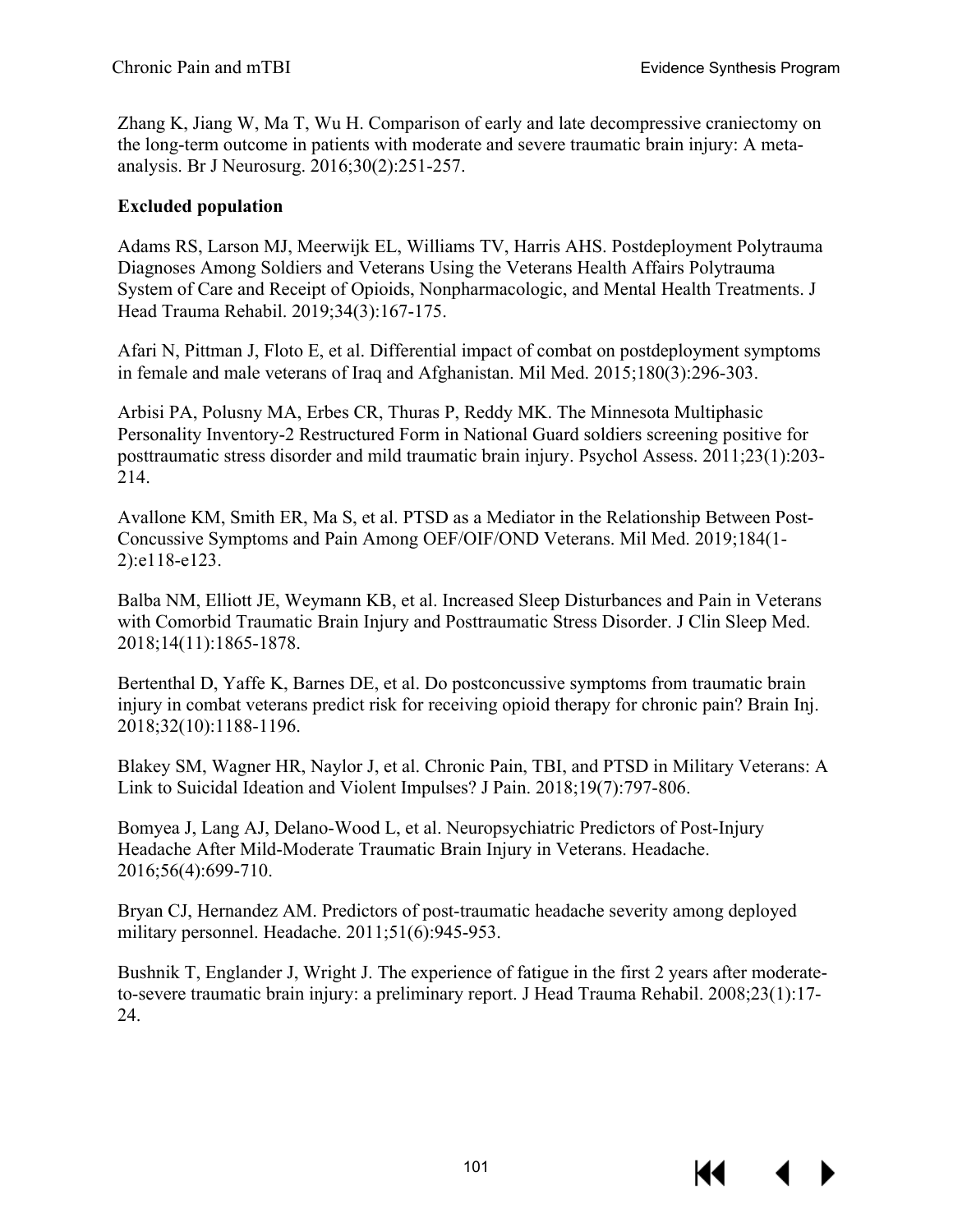Zhang K, Jiang W, Ma T, Wu H. Comparison of early and late decompressive craniectomy on the long-term outcome in patients with moderate and severe traumatic brain injury: A meta-analysis. Br J Neurosurg. 2016;30(2):251-257.

**Excluded population**

Adams RS, Larson MJ, Meerwijk EL, Williams TV, Harris AHS. Postdeployment Polytrauma Diagnoses Among Soldiers and Veterans Using the Veterans Health Affairs Polytrauma System of Care and Receipt of Opioids, Nonpharmacologic, and Mental Health Treatments. J Head Trauma Rehabil. 2019;34(3):167-175.

Afari N, Pittman J, Floto E, et al. Differential impact of combat on postdeployment symptoms in female and male veterans of Iraq and Afghanistan. Mil Med. 2015;180(3):296-303.

Arbisi PA, Polusny MA, Erbes CR, Thuras P, Reddy MK. The Minnesota Multiphasic Personality Inventory-2 Restructured Form in National Guard soldiers screening positive for posttraumatic stress disorder and mild traumatic brain injury. Psychol Assess. 2011;23(1):203-214.

Avallone KM, Smith ER, Ma S, et al. PTSD as a Mediator in the Relationship Between Post-Concussive Symptoms and Pain Among OEF/OIF/OND Veterans. Mil Med. 2019;184(1-2):e118-e123.

Balba NM, Elliott JE, Weymann KB, et al. Increased Sleep Disturbances and Pain in Veterans with Comorbid Traumatic Brain Injury and Posttraumatic Stress Disorder. J Clin Sleep Med. 2018;14(11):1865-1878.

Bertenthal D, Yaffe K, Barnes DE, et al. Do postconcussive symptoms from traumatic brain injury in combat veterans predict risk for receiving opioid therapy for chronic pain? Brain Inj. 2018;32(10):1188-1196.

Blakey SM, Wagner HR, Naylor J, et al. Chronic Pain, TBI, and PTSD in Military Veterans: A Link to Suicidal Ideation and Violent Impulses? J Pain. 2018;19(7):797-806.

Bomyea J, Lang AJ, Delano-Wood L, et al. Neuropsychiatric Predictors of Post-Injury Headache After Mild-Moderate Traumatic Brain Injury in Veterans. Headache. 2016;56(4):699-710.

Bryan CJ, Hernandez AM. Predictors of post-traumatic headache severity among deployed military personnel. Headache. 2011;51(6):945-953.

Bushnik T, Englander J, Wright J. The experience of fatigue in the first 2 years after moderate-to-severe traumatic brain injury: a preliminary report. J Head Trauma Rehabil. 2008;23(1):17-24.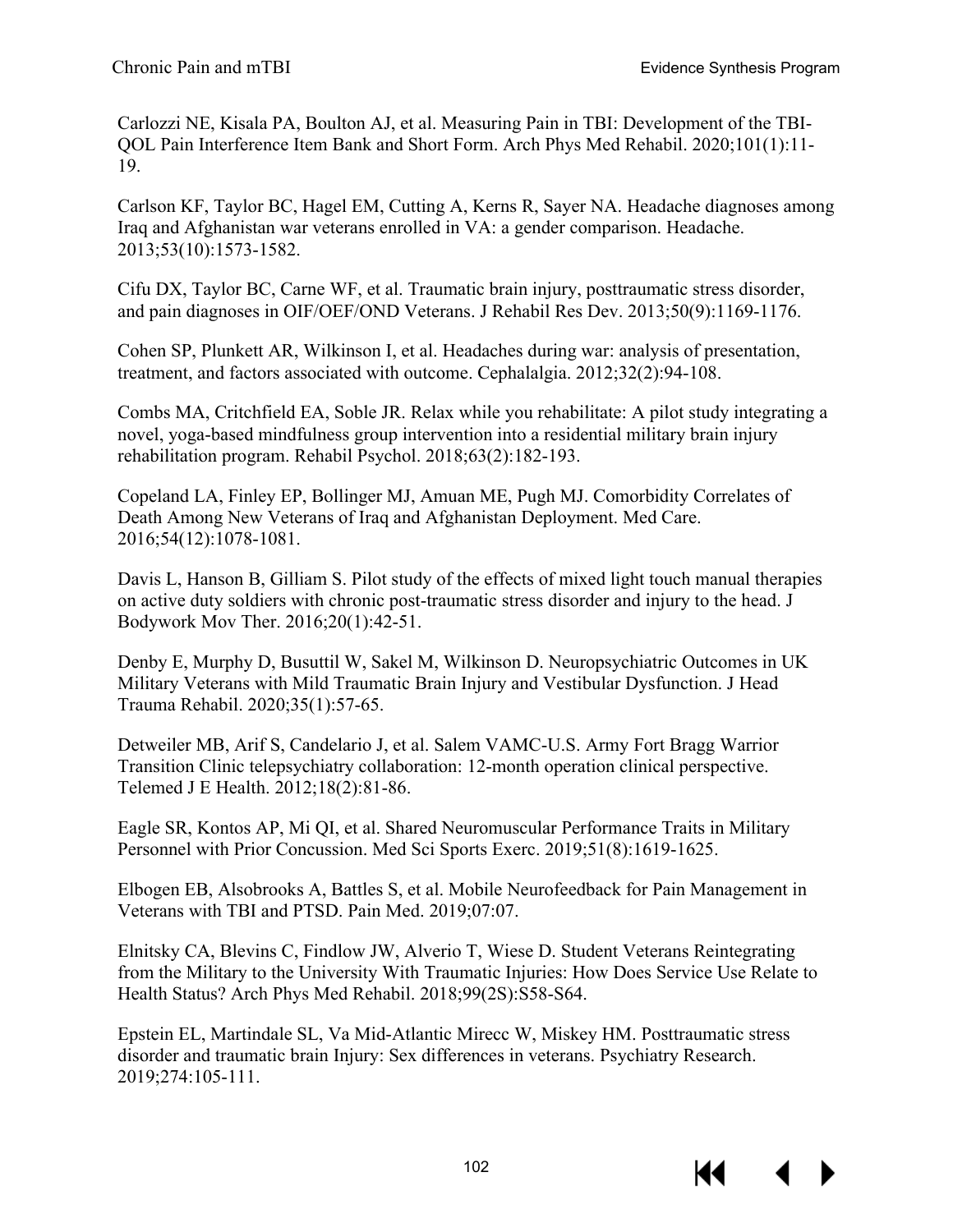Carlozzi NE, Kisala PA, Boulton AJ, et al. Measuring Pain in TBI: Development of the TBI-QOL Pain Interference Item Bank and Short Form. Arch Phys Med Rehabil. 2020;101(1):11-19.

Carlson KF, Taylor BC, Hagel EM, Cutting A, Kerns R, Sayer NA. Headache diagnoses among Iraq and Afghanistan war veterans enrolled in VA: a gender comparison. Headache. 2013;53(10):1573-1582.

Cifu DX, Taylor BC, Carne WF, et al. Traumatic brain injury, posttraumatic stress disorder, and pain diagnoses in OIF/OEF/OND Veterans. J Rehabil Res Dev. 2013;50(9):1169-1176.

Cohen SP, Plunkett AR, Wilkinson I, et al. Headaches during war: analysis of presentation, treatment, and factors associated with outcome. Cephalalgia. 2012;32(2):94-108.

Combs MA, Critchfield EA, Soble JR. Relax while you rehabilitate: A pilot study integrating a novel, yoga-based mindfulness group intervention into a residential military brain injury rehabilitation program. Rehabil Psychol. 2018;63(2):182-193.

Copeland LA, Finley EP, Bollinger MJ, Amuan ME, Pugh MJ. Comorbidity Correlates of Death Among New Veterans of Iraq and Afghanistan Deployment. Med Care. 2016;54(12):1078-1081.

Davis L, Hanson B, Gilliam S. Pilot study of the effects of mixed light touch manual therapies on active duty soldiers with chronic post-traumatic stress disorder and injury to the head. J Bodywork Mov Ther. 2016;20(1):42-51.

Denby E, Murphy D, Busuttil W, Sakel M, Wilkinson D. Neuropsychiatric Outcomes in UK Military Veterans with Mild Traumatic Brain Injury and Vestibular Dysfunction. J Head Trauma Rehabil. 2020;35(1):57-65.

Detweiler MB, Arif S, Candelario J, et al. Salem VAMC-U.S. Army Fort Bragg Warrior Transition Clinic telepsychiatry collaboration: 12-month operation clinical perspective. Telemed J E Health. 2012;18(2):81-86.

Eagle SR, Kontos AP, Mi QI, et al. Shared Neuromuscular Performance Traits in Military Personnel with Prior Concussion. Med Sci Sports Exerc. 2019;51(8):1619-1625.

Elbogen EB, Alsobrooks A, Battles S, et al. Mobile Neurofeedback for Pain Management in Veterans with TBI and PTSD. Pain Med. 2019;07:07.

Elnitsky CA, Blevins C, Findlow JW, Alverio T, Wiese D. Student Veterans Reintegrating from the Military to the University With Traumatic Injuries: How Does Service Use Relate to Health Status? Arch Phys Med Rehabil. 2018;99(2S):S58-S64.

Epstein EL, Martindale SL, Va Mid-Atlantic Mirecc W, Miskey HM. Posttraumatic stress disorder and traumatic brain Injury: Sex differences in veterans. Psychiatry Research. 2019;274:105-111.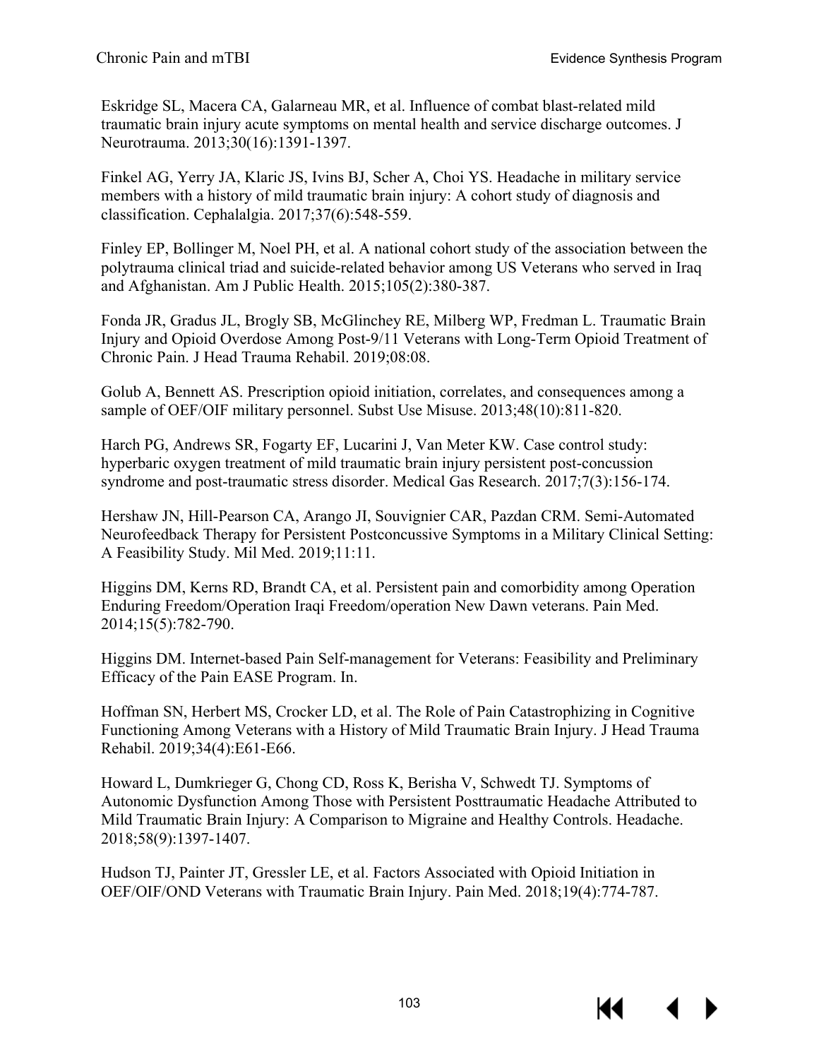Eskridge SL, Macera CA, Galarneau MR, et al. Influence of combat blast-related mild traumatic brain injury acute symptoms on mental health and service discharge outcomes. J Neurotrauma. 2013;30(16):1391-1397.

Finkel AG, Yerry JA, Klaric JS, Ivins BJ, Scher A, Choi YS. Headache in military service members with a history of mild traumatic brain injury: A cohort study of diagnosis and classification. Cephalalgia. 2017;37(6):548-559.

Finley EP, Bollinger M, Noel PH, et al. A national cohort study of the association between the polytrauma clinical triad and suicide-related behavior among US Veterans who served in Iraq and Afghanistan. Am J Public Health. 2015;105(2):380-387.

Fonda JR, Gradus JL, Brogly SB, McGlinchey RE, Milberg WP, Fredman L. Traumatic Brain Injury and Opioid Overdose Among Post-9/11 Veterans with Long-Term Opioid Treatment of Chronic Pain. J Head Trauma Rehabil. 2019;08:08.

Golub A, Bennett AS. Prescription opioid initiation, correlates, and consequences among a sample of OEF/OIF military personnel. Subst Use Misuse. 2013;48(10):811-820.

Harch PG, Andrews SR, Fogarty EF, Lucarini J, Van Meter KW. Case control study: hyperbaric oxygen treatment of mild traumatic brain injury persistent post-concussion syndrome and post-traumatic stress disorder. Medical Gas Research. 2017;7(3):156-174.

Hershaw JN, Hill-Pearson CA, Arango JI, Souvignier CAR, Pazdan CRM. Semi-Automated Neurofeedback Therapy for Persistent Postconcussive Symptoms in a Military Clinical Setting: A Feasibility Study. Mil Med. 2019;11:11.

Higgins DM, Kerns RD, Brandt CA, et al. Persistent pain and comorbidity among Operation Enduring Freedom/Operation Iraqi Freedom/operation New Dawn veterans. Pain Med. 2014;15(5):782-790.

Higgins DM. Internet-based Pain Self-management for Veterans: Feasibility and Preliminary Efficacy of the Pain EASE Program. In.

Hoffman SN, Herbert MS, Crocker LD, et al. The Role of Pain Catastrophizing in Cognitive Functioning Among Veterans with a History of Mild Traumatic Brain Injury. J Head Trauma Rehabil. 2019;34(4):E61-E66.

Howard L, Dumkrieger G, Chong CD, Ross K, Berisha V, Schwedt TJ. Symptoms of Autonomic Dysfunction Among Those with Persistent Posttraumatic Headache Attributed to Mild Traumatic Brain Injury: A Comparison to Migraine and Healthy Controls. Headache. 2018;58(9):1397-1407.

Hudson TJ, Painter JT, Gressler LE, et al. Factors Associated with Opioid Initiation in OEF/OIF/OND Veterans with Traumatic Brain Injury. Pain Med. 2018;19(4):774-787.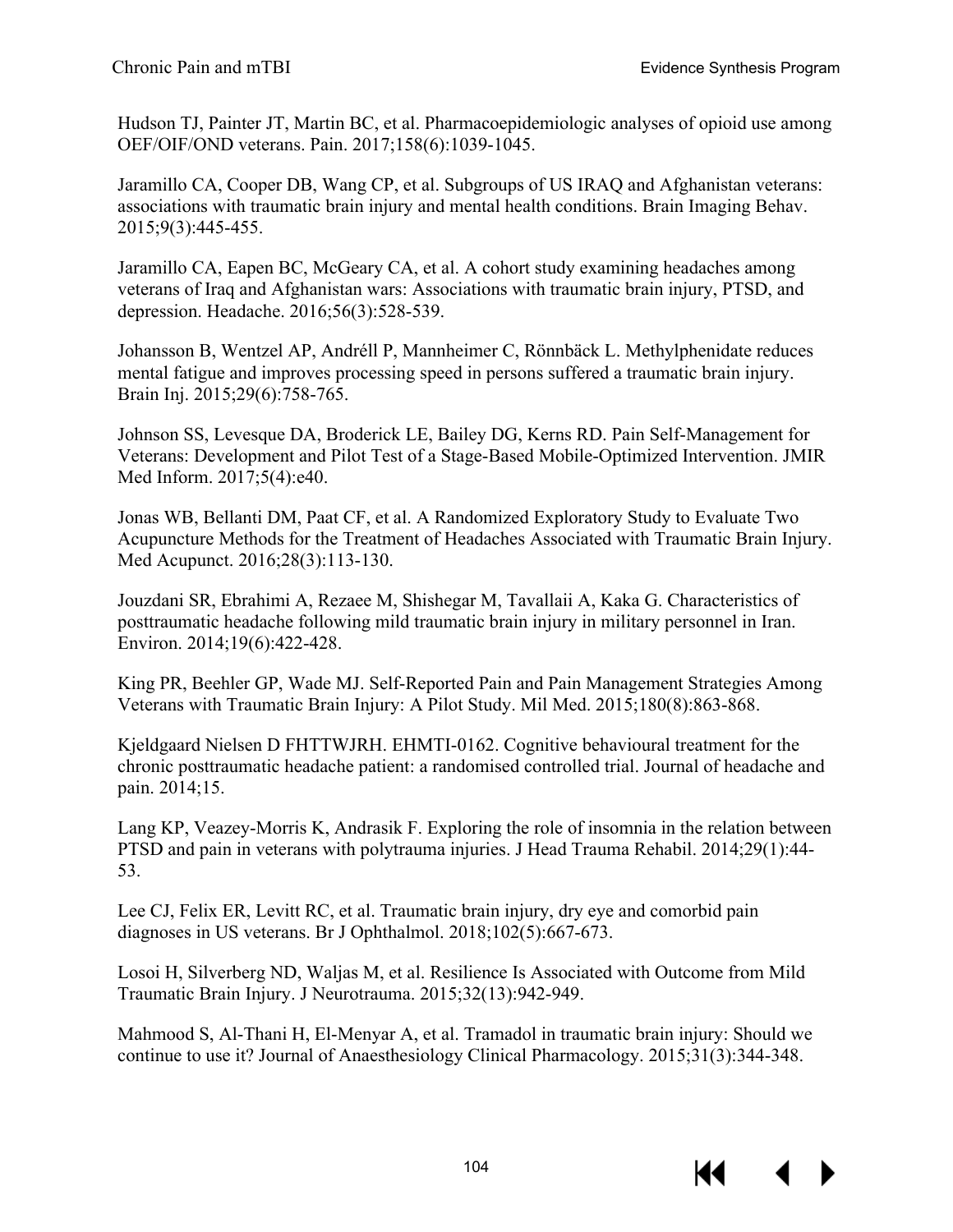Hudson TJ, Painter JT, Martin BC, et al. Pharmacoepidemiologic analyses of opioid use among OEF/OIF/OND veterans. Pain. 2017;158(6):1039-1045.

Jaramillo CA, Cooper DB, Wang CP, et al. Subgroups of US IRAQ and Afghanistan veterans: associations with traumatic brain injury and mental health conditions. Brain Imaging Behav. 2015;9(3):445-455.

Jaramillo CA, Eapen BC, McGeary CA, et al. A cohort study examining headaches among veterans of Iraq and Afghanistan wars: Associations with traumatic brain injury, PTSD, and depression. Headache. 2016;56(3):528-539.

Johansson B, Wentzel AP, Andréll P, Mannheimer C, Rönnbäck L. Methylphenidate reduces mental fatigue and improves processing speed in persons suffered a traumatic brain injury. Brain Inj. 2015;29(6):758-765.

Johnson SS, Levesque DA, Broderick LE, Bailey DG, Kerns RD. Pain Self-Management for Veterans: Development and Pilot Test of a Stage-Based Mobile-Optimized Intervention. JMIR Med Inform. 2017;5(4):e40.

Jonas WB, Bellanti DM, Paat CF, et al. A Randomized Exploratory Study to Evaluate Two Acupuncture Methods for the Treatment of Headaches Associated with Traumatic Brain Injury. Med Acupunct. 2016;28(3):113-130.

Jouzdani SR, Ebrahimi A, Rezaee M, Shishegar M, Tavallaii A, Kaka G. Characteristics of posttraumatic headache following mild traumatic brain injury in military personnel in Iran. Environ. 2014;19(6):422-428.

King PR, Beehler GP, Wade MJ. Self-Reported Pain and Pain Management Strategies Among Veterans with Traumatic Brain Injury: A Pilot Study. Mil Med. 2015;180(8):863-868.

Kjeldgaard Nielsen D FHTTWJRH. EHMTI-0162. Cognitive behavioural treatment for the chronic posttraumatic headache patient: a randomised controlled trial. Journal of headache and pain. 2014;15.

Lang KP, Veazey-Morris K, Andrasik F. Exploring the role of insomnia in the relation between PTSD and pain in veterans with polytrauma injuries. J Head Trauma Rehabil. 2014;29(1):44-53.

Lee CJ, Felix ER, Levitt RC, et al. Traumatic brain injury, dry eye and comorbid pain diagnoses in US veterans. Br J Ophthalmol. 2018;102(5):667-673.

Losoi H, Silverberg ND, Waljas M, et al. Resilience Is Associated with Outcome from Mild Traumatic Brain Injury. J Neurotrauma. 2015;32(13):942-949.

Mahmood S, Al-Thani H, El-Menyar A, et al. Tramadol in traumatic brain injury: Should we continue to use it? Journal of Anaesthesiology Clinical Pharmacology. 2015;31(3):344-348.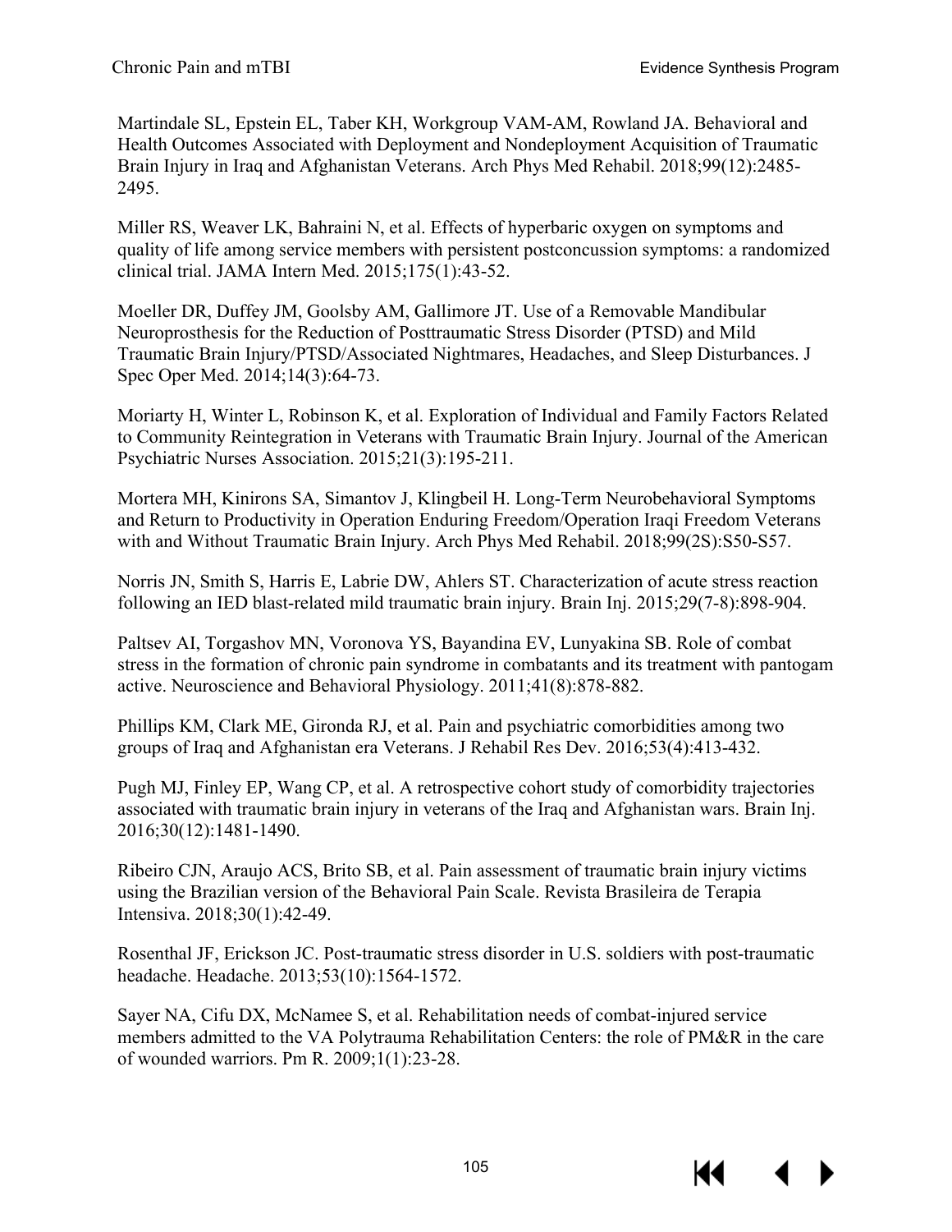Martindale SL, Epstein EL, Taber KH, Workgroup VAM-AM, Rowland JA. Behavioral and Health Outcomes Associated with Deployment and Nondeployment Acquisition of Traumatic Brain Injury in Iraq and Afghanistan Veterans. Arch Phys Med Rehabil. 2018;99(12):2485-2495.

Miller RS, Weaver LK, Bahraini N, et al. Effects of hyperbaric oxygen on symptoms and quality of life among service members with persistent postconcussion symptoms: a randomized clinical trial. JAMA Intern Med. 2015;175(1):43-52.

Moeller DR, Duffey JM, Goolsby AM, Gallimore JT. Use of a Removable Mandibular Neuroprosthesis for the Reduction of Posttraumatic Stress Disorder (PTSD) and Mild Traumatic Brain Injury/PTSD/Associated Nightmares, Headaches, and Sleep Disturbances. J Spec Oper Med. 2014;14(3):64-73.

Moriarty H, Winter L, Robinson K, et al. Exploration of Individual and Family Factors Related to Community Reintegration in Veterans with Traumatic Brain Injury. Journal of the American Psychiatric Nurses Association. 2015;21(3):195-211.

Mortera MH, Kinirons SA, Simantov J, Klingbeil H. Long-Term Neurobehavioral Symptoms and Return to Productivity in Operation Enduring Freedom/Operation Iraqi Freedom Veterans with and Without Traumatic Brain Injury. Arch Phys Med Rehabil. 2018;99(2S):S50-S57.

Norris JN, Smith S, Harris E, Labrie DW, Ahlers ST. Characterization of acute stress reaction following an IED blast-related mild traumatic brain injury. Brain Inj. 2015;29(7-8):898-904.

Paltsev AI, Torgashov MN, Voronova YS, Bayandina EV, Lunyakina SB. Role of combat stress in the formation of chronic pain syndrome in combatants and its treatment with pantogam active. Neuroscience and Behavioral Physiology. 2011;41(8):878-882.

Phillips KM, Clark ME, Gironda RJ, et al. Pain and psychiatric comorbidities among two groups of Iraq and Afghanistan era Veterans. J Rehabil Res Dev. 2016;53(4):413-432.

Pugh MJ, Finley EP, Wang CP, et al. A retrospective cohort study of comorbidity trajectories associated with traumatic brain injury in veterans of the Iraq and Afghanistan wars. Brain Inj. 2016;30(12):1481-1490.

Ribeiro CJN, Araujo ACS, Brito SB, et al. Pain assessment of traumatic brain injury victims using the Brazilian version of the Behavioral Pain Scale. Revista Brasileira de Terapia Intensiva. 2018;30(1):42-49.

Rosenthal JF, Erickson JC. Post-traumatic stress disorder in U.S. soldiers with post-traumatic headache. Headache. 2013;53(10):1564-1572.

Sayer NA, Cifu DX, McNamee S, et al. Rehabilitation needs of combat-injured service members admitted to the VA Polytrauma Rehabilitation Centers: the role of PM&R in the care of wounded warriors. Pm R. 2009;1(1):23-28.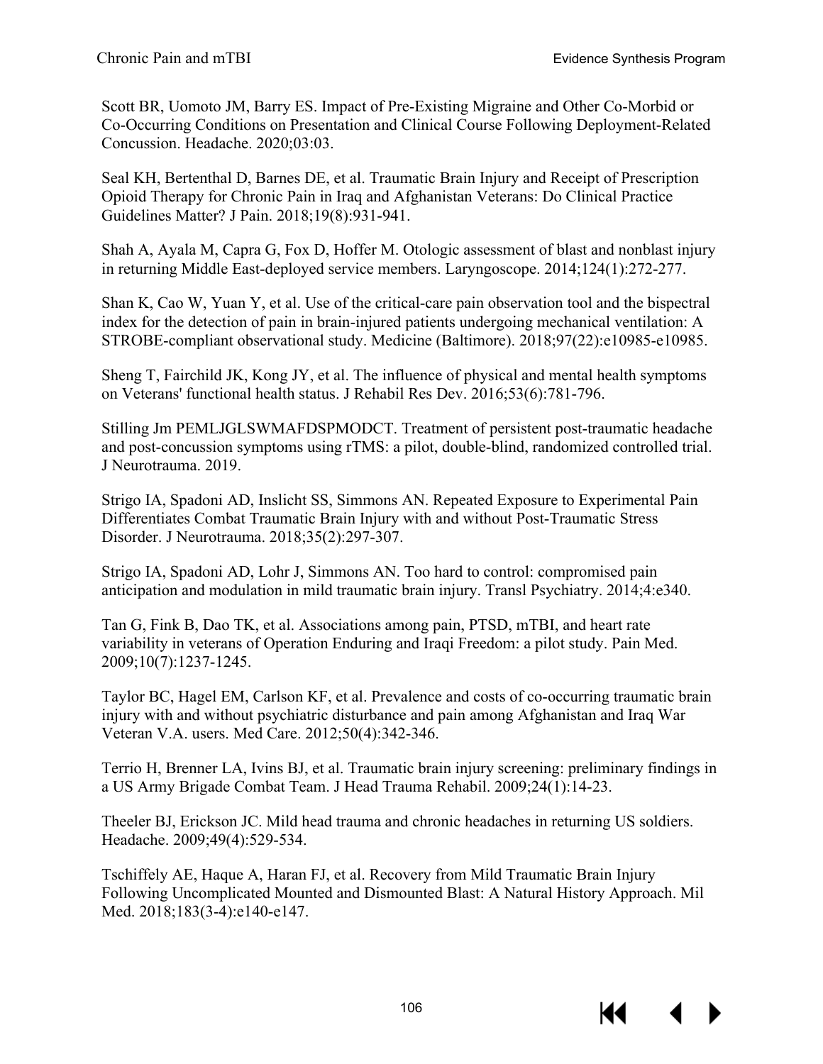Scott BR, Uomoto JM, Barry ES. Impact of Pre-Existing Migraine and Other Co-Morbid or Co-Occurring Conditions on Presentation and Clinical Course Following Deployment-Related Concussion. Headache. 2020;03:03.

Seal KH, Bertenthal D, Barnes DE, et al. Traumatic Brain Injury and Receipt of Prescription Opioid Therapy for Chronic Pain in Iraq and Afghanistan Veterans: Do Clinical Practice Guidelines Matter? J Pain. 2018;19(8):931-941.

Shah A, Ayala M, Capra G, Fox D, Hoffer M. Otologic assessment of blast and nonblast injury in returning Middle East-deployed service members. Laryngoscope. 2014;124(1):272-277.

Shan K, Cao W, Yuan Y, et al. Use of the critical-care pain observation tool and the bispectral index for the detection of pain in brain-injured patients undergoing mechanical ventilation: A STROBE-compliant observational study. Medicine (Baltimore). 2018;97(22):e10985-e10985.

Sheng T, Fairchild JK, Kong JY, et al. The influence of physical and mental health symptoms on Veterans' functional health status. J Rehabil Res Dev. 2016;53(6):781-796.

Stilling Jm PEMLJGLSWMAFDSPMODCT. Treatment of persistent post-traumatic headache and post-concussion symptoms using rTMS: a pilot, double-blind, randomized controlled trial. J Neurotrauma. 2019.

Strigo IA, Spadoni AD, Inslicht SS, Simmons AN. Repeated Exposure to Experimental Pain Differentiates Combat Traumatic Brain Injury with and without Post-Traumatic Stress Disorder. J Neurotrauma. 2018;35(2):297-307.

Strigo IA, Spadoni AD, Lohr J, Simmons AN. Too hard to control: compromised pain anticipation and modulation in mild traumatic brain injury. Transl Psychiatry. 2014;4:e340.

Tan G, Fink B, Dao TK, et al. Associations among pain, PTSD, mTBI, and heart rate variability in veterans of Operation Enduring and Iraqi Freedom: a pilot study. Pain Med. 2009;10(7):1237-1245.

Taylor BC, Hagel EM, Carlson KF, et al. Prevalence and costs of co-occurring traumatic brain injury with and without psychiatric disturbance and pain among Afghanistan and Iraq War Veteran V.A. users. Med Care. 2012;50(4):342-346.

Terrio H, Brenner LA, Ivins BJ, et al. Traumatic brain injury screening: preliminary findings in a US Army Brigade Combat Team. J Head Trauma Rehabil. 2009;24(1):14-23.

Theeler BJ, Erickson JC. Mild head trauma and chronic headaches in returning US soldiers. Headache. 2009;49(4):529-534.

Tschiffely AE, Haque A, Haran FJ, et al. Recovery from Mild Traumatic Brain Injury Following Uncomplicated Mounted and Dismounted Blast: A Natural History Approach. Mil Med. 2018;183(3-4):e140-e147.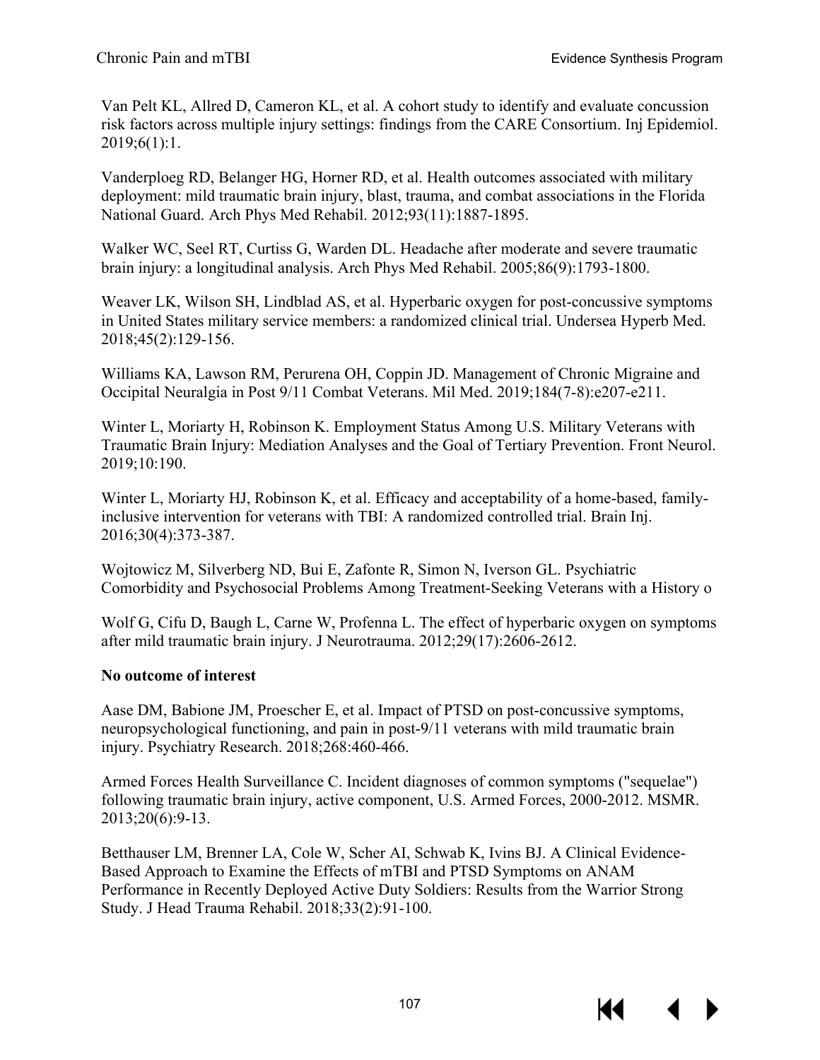Van Pelt KL, Allred D, Cameron KL, et al. A cohort study to identify and evaluate concussion risk factors across multiple injury settings: findings from the CARE Consortium. Inj Epidemiol. 2019;6(1):1.

Vanderploeg RD, Belanger HG, Horner RD, et al. Health outcomes associated with military deployment: mild traumatic brain injury, blast, trauma, and combat associations in the Florida National Guard. Arch Phys Med Rehabil. 2012;93(11):1887-1895.

Walker WC, Seel RT, Curtiss G, Warden DL. Headache after moderate and severe traumatic brain injury: a longitudinal analysis. Arch Phys Med Rehabil. 2005;86(9):1793-1800.

Weaver LK, Wilson SH, Lindblad AS, et al. Hyperbaric oxygen for post-concussive symptoms in United States military service members: a randomized clinical trial. Undersea Hyperb Med. 2018;45(2):129-156.

Williams KA, Lawson RM, Perurena OH, Coppin JD. Management of Chronic Migraine and Occipital Neuralgia in Post 9/11 Combat Veterans. Mil Med. 2019;184(7-8):e207-e211.

Winter L, Moriarty H, Robinson K. Employment Status Among U.S. Military Veterans with Traumatic Brain Injury: Mediation Analyses and the Goal of Tertiary Prevention. Front Neurol. 2019;10:190.

Winter L, Moriarty HJ, Robinson K, et al. Efficacy and acceptability of a home-based, family-inclusive intervention for veterans with TBI: A randomized controlled trial. Brain Inj. 2016;30(4):373-387.

Wojtowicz M, Silverberg ND, Bui E, Zafonte R, Simon N, Iverson GL. Psychiatric Comorbidity and Psychosocial Problems Among Treatment-Seeking Veterans with a History o

Wolf G, Cifu D, Baugh L, Carne W, Profenna L. The effect of hyperbaric oxygen on symptoms after mild traumatic brain injury. J Neurotrauma. 2012;29(17):2606-2612.

**No outcome of interest**

Aase DM, Babione JM, Proescher E, et al. Impact of PTSD on post-concussive symptoms, neuropsychological functioning, and pain in post-9/11 veterans with mild traumatic brain injury. Psychiatry Research. 2018;268:460-466.

Armed Forces Health Surveillance C. Incident diagnoses of common symptoms ("sequelae") following traumatic brain injury, active component, U.S. Armed Forces, 2000-2012. MSMR. 2013;20(6):9-13.

Betthauser LM, Brenner LA, Cole W, Scher AI, Schwab K, Ivins BJ. A Clinical Evidence-Based Approach to Examine the Effects of mTBI and PTSD Symptoms on ANAM Performance in Recently Deployed Active Duty Soldiers: Results from the Warrior Strong Study. J Head Trauma Rehabil. 2018;33(2):91-100.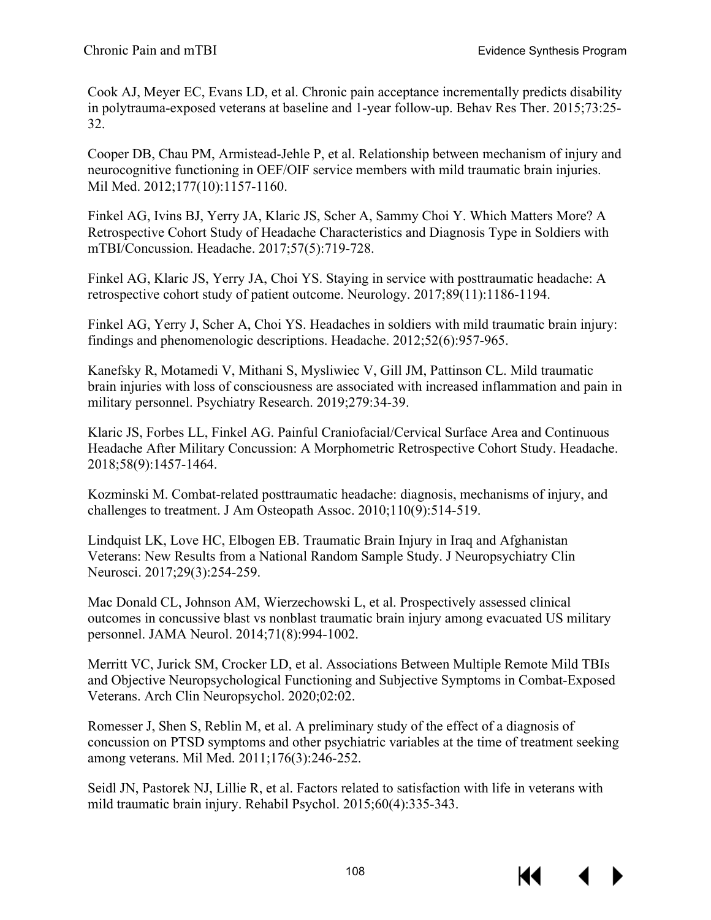Cook AJ, Meyer EC, Evans LD, et al. Chronic pain acceptance incrementally predicts disability in polytrauma-exposed veterans at baseline and 1-year follow-up. Behav Res Ther. 2015;73:25-32.

Cooper DB, Chau PM, Armistead-Jehle P, et al. Relationship between mechanism of injury and neurocognitive functioning in OEF/OIF service members with mild traumatic brain injuries. Mil Med. 2012;177(10):1157-1160.

Finkel AG, Ivins BJ, Yerry JA, Klaric JS, Scher A, Sammy Choi Y. Which Matters More? A Retrospective Cohort Study of Headache Characteristics and Diagnosis Type in Soldiers with mTBI/Concussion. Headache. 2017;57(5):719-728.

Finkel AG, Klaric JS, Yerry JA, Choi YS. Staying in service with posttraumatic headache: A retrospective cohort study of patient outcome. Neurology. 2017;89(11):1186-1194.

Finkel AG, Yerry J, Scher A, Choi YS. Headaches in soldiers with mild traumatic brain injury: findings and phenomenologic descriptions. Headache. 2012;52(6):957-965.

Kanefsky R, Motamedi V, Mithani S, Mysliwiec V, Gill JM, Pattinson CL. Mild traumatic brain injuries with loss of consciousness are associated with increased inflammation and pain in military personnel. Psychiatry Research. 2019;279:34-39.

Klaric JS, Forbes LL, Finkel AG. Painful Craniofacial/Cervical Surface Area and Continuous Headache After Military Concussion: A Morphometric Retrospective Cohort Study. Headache. 2018;58(9):1457-1464.

Kozminski M. Combat-related posttraumatic headache: diagnosis, mechanisms of injury, and challenges to treatment. J Am Osteopath Assoc. 2010;110(9):514-519.

Lindquist LK, Love HC, Elbogen EB. Traumatic Brain Injury in Iraq and Afghanistan Veterans: New Results from a National Random Sample Study. J Neuropsychiatry Clin Neurosci. 2017;29(3):254-259.

Mac Donald CL, Johnson AM, Wierzechowski L, et al. Prospectively assessed clinical outcomes in concussive blast vs nonblast traumatic brain injury among evacuated US military personnel. JAMA Neurol. 2014;71(8):994-1002.

Merritt VC, Jurick SM, Crocker LD, et al. Associations Between Multiple Remote Mild TBIs and Objective Neuropsychological Functioning and Subjective Symptoms in Combat-Exposed Veterans. Arch Clin Neuropsychol. 2020;02:02.

Romesser J, Shen S, Reblin M, et al. A preliminary study of the effect of a diagnosis of concussion on PTSD symptoms and other psychiatric variables at the time of treatment seeking among veterans. Mil Med. 2011;176(3):246-252.

Seidl JN, Pastorek NJ, Lillie R, et al. Factors related to satisfaction with life in veterans with mild traumatic brain injury. Rehabil Psychol. 2015;60(4):335-343.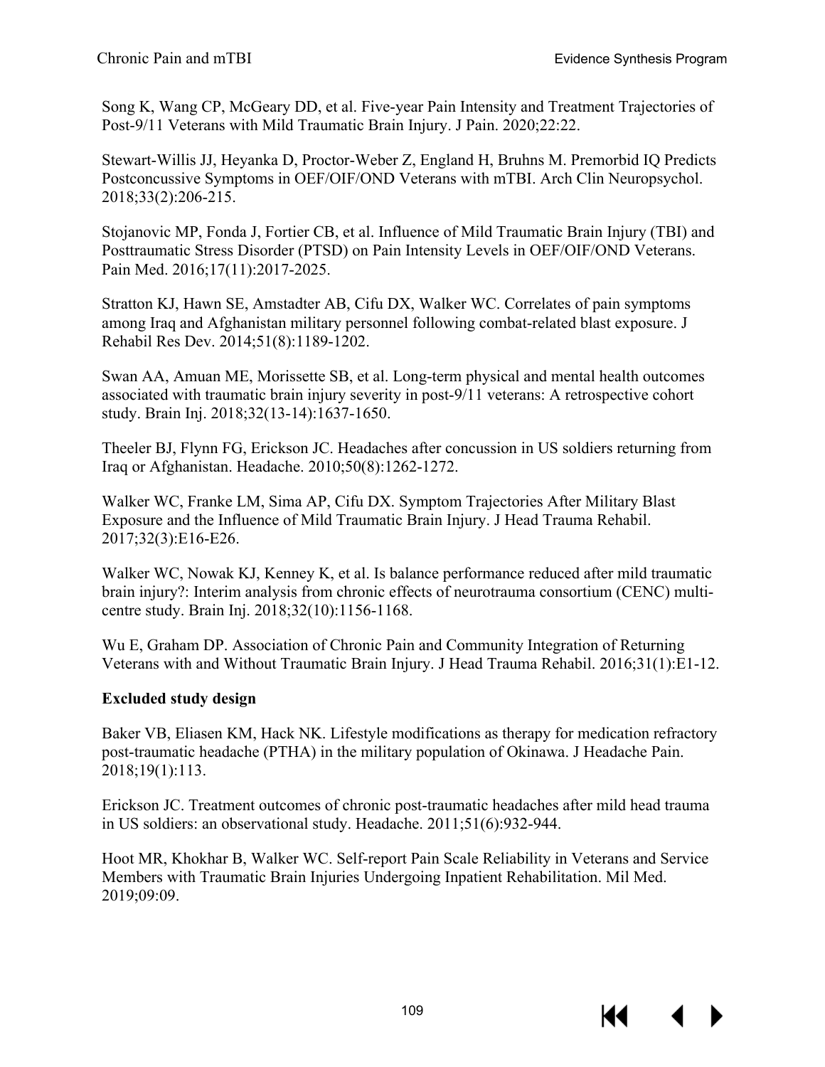Song K, Wang CP, McGeary DD, et al. Five-year Pain Intensity and Treatment Trajectories of Post-9/11 Veterans with Mild Traumatic Brain Injury. J Pain. 2020;22:22.

Stewart-Willis JJ, Heyanka D, Proctor-Weber Z, England H, Bruhns M. Premorbid IQ Predicts Postconcussive Symptoms in OEF/OIF/OND Veterans with mTBI. Arch Clin Neuropsychol. 2018;33(2):206-215.

Stojanovic MP, Fonda J, Fortier CB, et al. Influence of Mild Traumatic Brain Injury (TBI) and Posttraumatic Stress Disorder (PTSD) on Pain Intensity Levels in OEF/OIF/OND Veterans. Pain Med. 2016;17(11):2017-2025.

Stratton KJ, Hawn SE, Amstadter AB, Cifu DX, Walker WC. Correlates of pain symptoms among Iraq and Afghanistan military personnel following combat-related blast exposure. J Rehabil Res Dev. 2014;51(8):1189-1202.

Swan AA, Amuan ME, Morissette SB, et al. Long-term physical and mental health outcomes associated with traumatic brain injury severity in post-9/11 veterans: A retrospective cohort study. Brain Inj. 2018;32(13-14):1637-1650.

Theeler BJ, Flynn FG, Erickson JC. Headaches after concussion in US soldiers returning from Iraq or Afghanistan. Headache. 2010;50(8):1262-1272.

Walker WC, Franke LM, Sima AP, Cifu DX. Symptom Trajectories After Military Blast Exposure and the Influence of Mild Traumatic Brain Injury. J Head Trauma Rehabil. 2017;32(3):E16-E26.

Walker WC, Nowak KJ, Kenney K, et al. Is balance performance reduced after mild traumatic brain injury?: Interim analysis from chronic effects of neurotrauma consortium (CENC) multi-centre study. Brain Inj. 2018;32(10):1156-1168.

Wu E, Graham DP. Association of Chronic Pain and Community Integration of Returning Veterans with and Without Traumatic Brain Injury. J Head Trauma Rehabil. 2016;31(1):E1-12.

**Excluded study design**

Baker VB, Eliasen KM, Hack NK. Lifestyle modifications as therapy for medication refractory post-traumatic headache (PTHA) in the military population of Okinawa. J Headache Pain. 2018;19(1):113.

Erickson JC. Treatment outcomes of chronic post-traumatic headaches after mild head trauma in US soldiers: an observational study. Headache. 2011;51(6):932-944.

Hoot MR, Khokhar B, Walker WC. Self-report Pain Scale Reliability in Veterans and Service Members with Traumatic Brain Injuries Undergoing Inpatient Rehabilitation. Mil Med. 2019;09:09.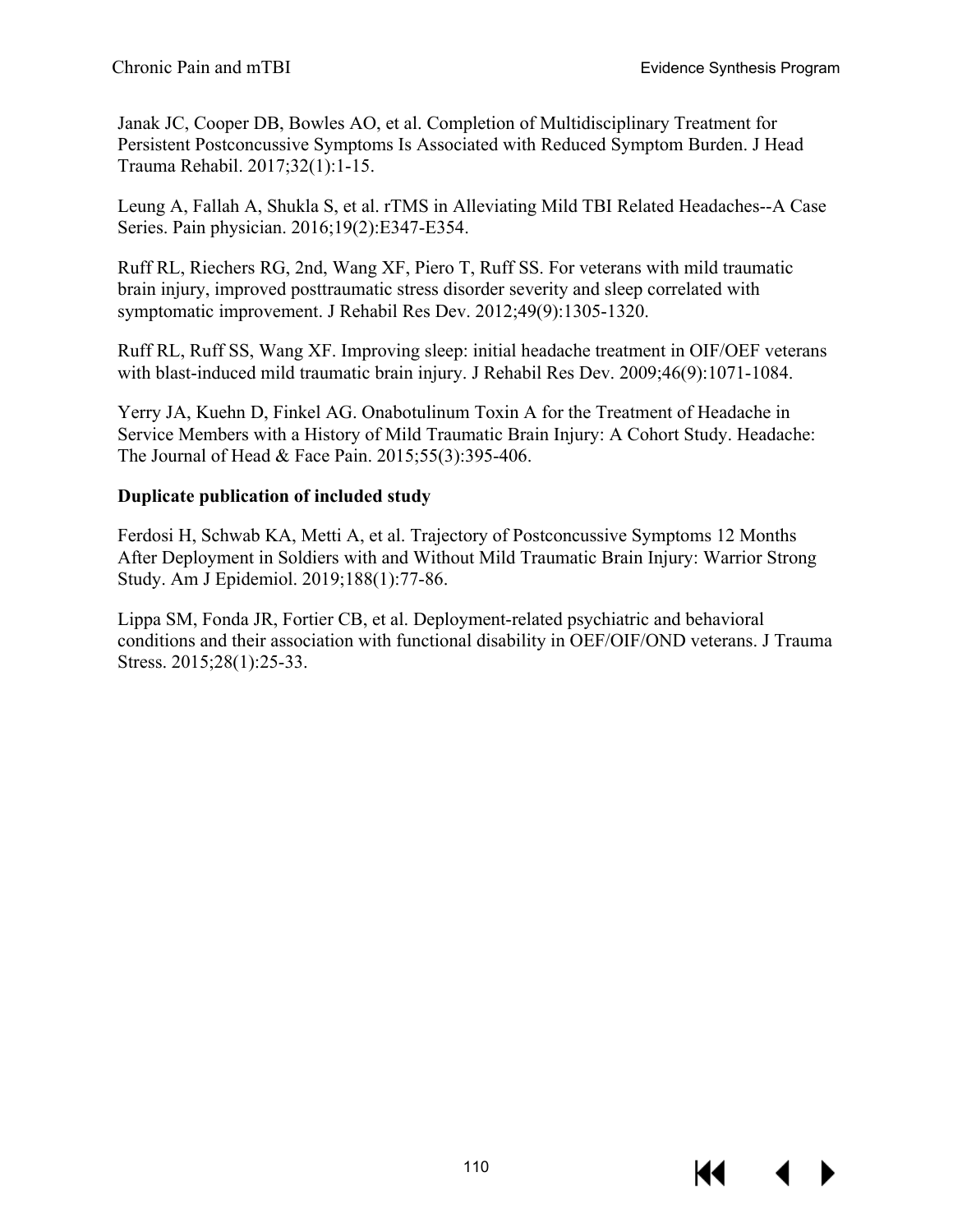Janak JC, Cooper DB, Bowles AO, et al. Completion of Multidisciplinary Treatment for Persistent Postconcussive Symptoms Is Associated with Reduced Symptom Burden. J Head Trauma Rehabil. 2017;32(1):1-15.

Leung A, Fallah A, Shukla S, et al. rTMS in Alleviating Mild TBI Related Headaches--A Case Series. Pain physician. 2016;19(2):E347-E354.

Ruff RL, Riechers RG, 2nd, Wang XF, Piero T, Ruff SS. For veterans with mild traumatic brain injury, improved posttraumatic stress disorder severity and sleep correlated with symptomatic improvement. J Rehabil Res Dev. 2012;49(9):1305-1320.

Ruff RL, Ruff SS, Wang XF. Improving sleep: initial headache treatment in OIF/OEF veterans with blast-induced mild traumatic brain injury. J Rehabil Res Dev. 2009;46(9):1071-1084.

Yerry JA, Kuehn D, Finkel AG. Onabotulinum Toxin A for the Treatment of Headache in Service Members with a History of Mild Traumatic Brain Injury: A Cohort Study. Headache: The Journal of Head & Face Pain. 2015;55(3):395-406.

**Duplicate publication of included study**

Ferdosi H, Schwab KA, Metti A, et al. Trajectory of Postconcussive Symptoms 12 Months After Deployment in Soldiers with and Without Mild Traumatic Brain Injury: Warrior Strong Study. Am J Epidemiol. 2019;188(1):77-86.

Lippa SM, Fonda JR, Fortier CB, et al. Deployment-related psychiatric and behavioral conditions and their association with functional disability in OEF/OIF/OND veterans. J Trauma Stress. 2015;28(1):25-33.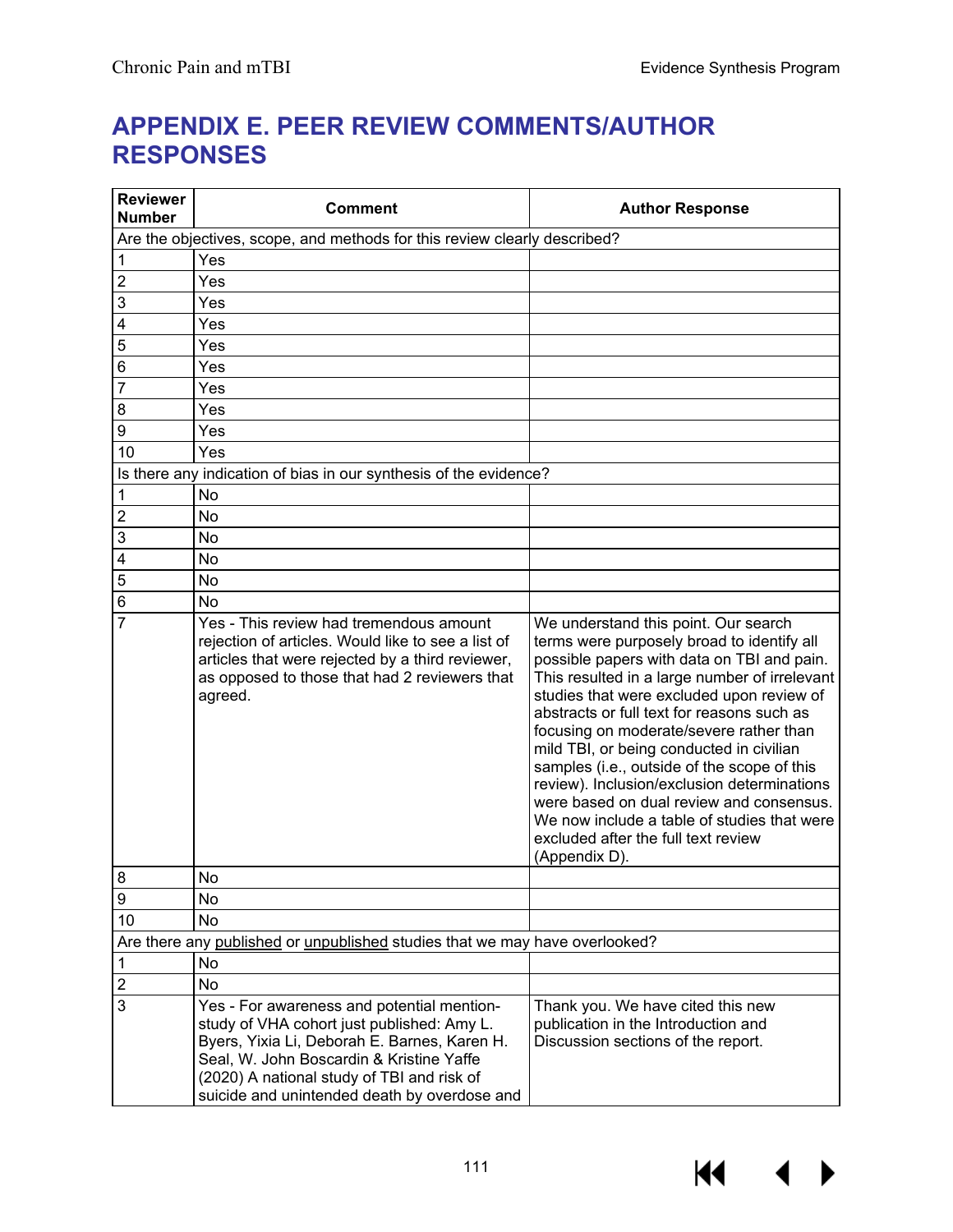# APPENDIX E. PEER REVIEW COMMENTS/AUTHOR RESPONSES

| Reviewer Number | Comment | Author Response |
|---|---|---|
| Are the objectives, scope, and methods for this review clearly described? | | |
| 1 | Yes | |
| 2 | Yes | |
| 3 | Yes | |
| 4 | Yes | |
| 5 | Yes | |
| 6 | Yes | |
| 7 | Yes | |
| 8 | Yes | |
| 9 | Yes | |
| 10 | Yes | |
| Is there any indication of bias in our synthesis of the evidence? | | |
| 1 | No | |
| 2 | No | |
| 3 | No | |
| 4 | No | |
| 5 | No | |
| 6 | No | |
| 7 | Yes - This review had tremendous amount rejection of articles. Would like to see a list of articles that were rejected by a third reviewer, as opposed to those that had 2 reviewers that agreed. | We understand this point. Our search terms were purposely broad to identify all possible papers with data on TBI and pain. This resulted in a large number of irrelevant studies that were excluded upon review of abstracts or full text for reasons such as focusing on moderate/severe rather than mild TBI, or being conducted in civilian samples (i.e., outside of the scope of this review). Inclusion/exclusion determinations were based on dual review and consensus. We now include a table of studies that were excluded after the full text review (Appendix D). |
| 8 | No | |
| 9 | No | |
| 10 | No | |
| Are there any published or unpublished studies that we may have overlooked? | | |
| 1 | No | |
| 2 | No | |
| 3 | Yes - For awareness and potential mention-study of VHA cohort just published: Amy L. Byers, Yixia Li, Deborah E. Barnes, Karen H. Seal, W. John Boscardin & Kristine Yaffe (2020) A national study of TBI and risk of suicide and unintended death by overdose and | Thank you. We have cited this new publication in the Introduction and Discussion sections of the report. |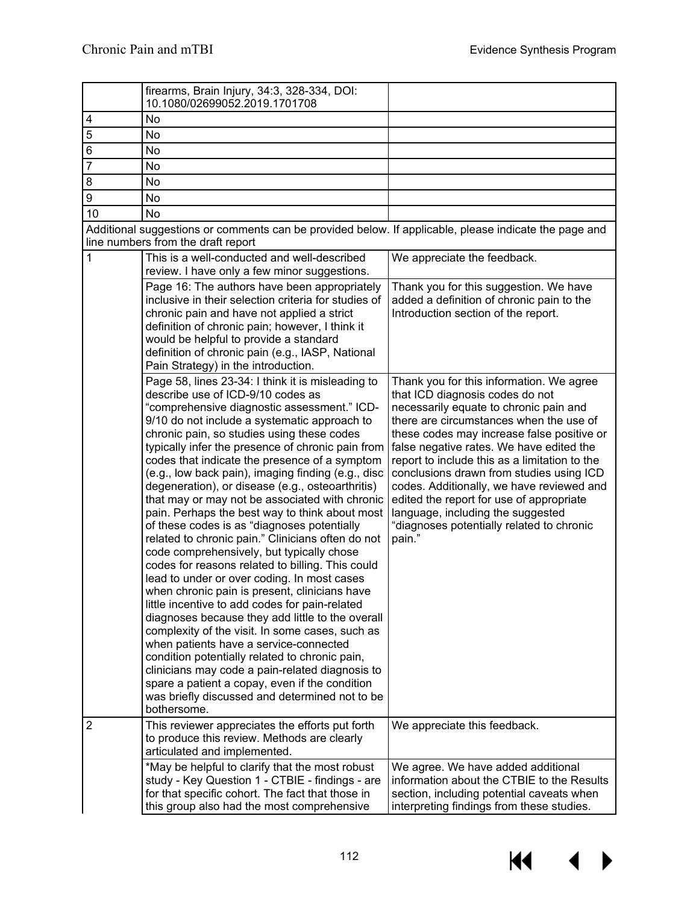| | | |
|---|---|---|
| | firearms, Brain Injury, 34:3, 328-334, DOI: 10.1080/02699052.2019.1701708 | |
| 4 | No | |
| 5 | No | |
| 6 | No | |
| 7 | No | |
| 8 | No | |
| 9 | No | |
| 10 | No | |
| Additional suggestions or comments can be provided below. If applicable, please indicate the page and line numbers from the draft report | | |
| 1 | This is a well-conducted and well-described review. I have only a few minor suggestions. | We appreciate the feedback. |
| | Page 16: The authors have been appropriately inclusive in their selection criteria for studies of chronic pain and have not applied a strict definition of chronic pain; however, I think it would be helpful to provide a standard definition of chronic pain (e.g., IASP, National Pain Strategy) in the introduction. | Thank you for this suggestion. We have added a definition of chronic pain to the Introduction section of the report. |
| | Page 58, lines 23-34: I think it is misleading to describe use of ICD-9/10 codes as "comprehensive diagnostic assessment." ICD-9/10 do not include a systematic approach to chronic pain, so studies using these codes typically infer the presence of chronic pain from codes that indicate the presence of a symptom (e.g., low back pain), imaging finding (e.g., disc degeneration), or disease (e.g., osteoarthritis) that may or may not be associated with chronic pain. Perhaps the best way to think about most of these codes is as "diagnoses potentially related to chronic pain." Clinicians often do not code comprehensively, but typically chose codes for reasons related to billing. This could lead to under or over coding. In most cases when chronic pain is present, clinicians have little incentive to add codes for pain-related diagnoses because they add little to the overall complexity of the visit. In some cases, such as when patients have a service-connected condition potentially related to chronic pain, clinicians may code a pain-related diagnosis to spare a patient a copay, even if the condition was briefly discussed and determined not to be bothersome. | Thank you for this information. We agree that ICD diagnosis codes do not necessarily equate to chronic pain and there are circumstances when the use of these codes may increase false positive or false negative rates. We have edited the report to include this as a limitation to the conclusions drawn from studies using ICD codes. Additionally, we have reviewed and edited the report for use of appropriate language, including the suggested "diagnoses potentially related to chronic pain." |
| 2 | This reviewer appreciates the efforts put forth to produce this review. Methods are clearly articulated and implemented. | We appreciate this feedback. |
| | *May be helpful to clarify that the most robust study - Key Question 1 - CTBIE - findings - are for that specific cohort. The fact that those in this group also had the most comprehensive | We agree. We have added additional information about the CTBIE to the Results section, including potential caveats when interpreting findings from these studies. |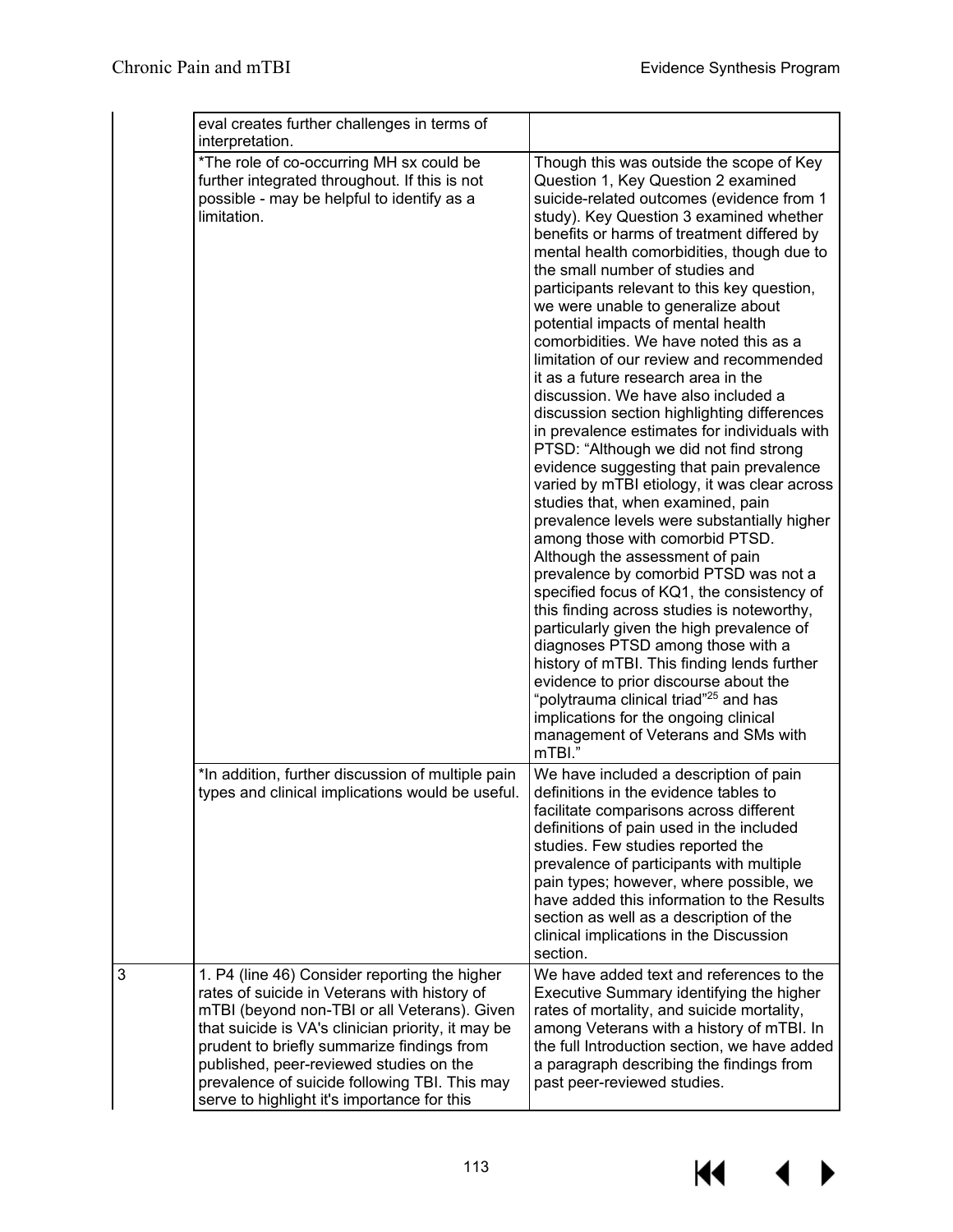| | | |
|---|---|---|
| | eval creates further challenges in terms of interpretation. | |
| | *The role of co-occurring MH sx could be further integrated throughout. If this is not possible - may be helpful to identify as a limitation. | Though this was outside the scope of Key Question 1, Key Question 2 examined suicide-related outcomes (evidence from 1 study). Key Question 3 examined whether benefits or harms of treatment differed by mental health comorbidities, though due to the small number of studies and participants relevant to this key question, we were unable to generalize about potential impacts of mental health comorbidities. We have noted this as a limitation of our review and recommended it as a future research area in the discussion. We have also included a discussion section highlighting differences in prevalence estimates for individuals with PTSD: "Although we did not find strong evidence suggesting that pain prevalence varied by mTBI etiology, it was clear across studies that, when examined, pain prevalence levels were substantially higher among those with comorbid PTSD. Although the assessment of pain prevalence by comorbid PTSD was not a specified focus of KQ1, the consistency of this finding across studies is noteworthy, particularly given the high prevalence of diagnoses PTSD among those with a history of mTBI. This finding lends further evidence to prior discourse about the "polytrauma clinical triad"[25] and has implications for the ongoing clinical management of Veterans and SMs with mTBI." |
| | *In addition, further discussion of multiple pain types and clinical implications would be useful. | We have included a description of pain definitions in the evidence tables to facilitate comparisons across different definitions of pain used in the included studies. Few studies reported the prevalence of participants with multiple pain types; however, where possible, we have added this information to the Results section as well as a description of the clinical implications in the Discussion section. |
| 3 | 1. P4 (line 46) Consider reporting the higher rates of suicide in Veterans with history of mTBI (beyond non-TBI or all Veterans). Given that suicide is VA's clinician priority, it may be prudent to briefly summarize findings from published, peer-reviewed studies on the prevalence of suicide following TBI. This may serve to highlight it's importance for this | We have added text and references to the Executive Summary identifying the higher rates of mortality, and suicide mortality, among Veterans with a history of mTBI. In the full Introduction section, we have added a paragraph describing the findings from past peer-reviewed studies. |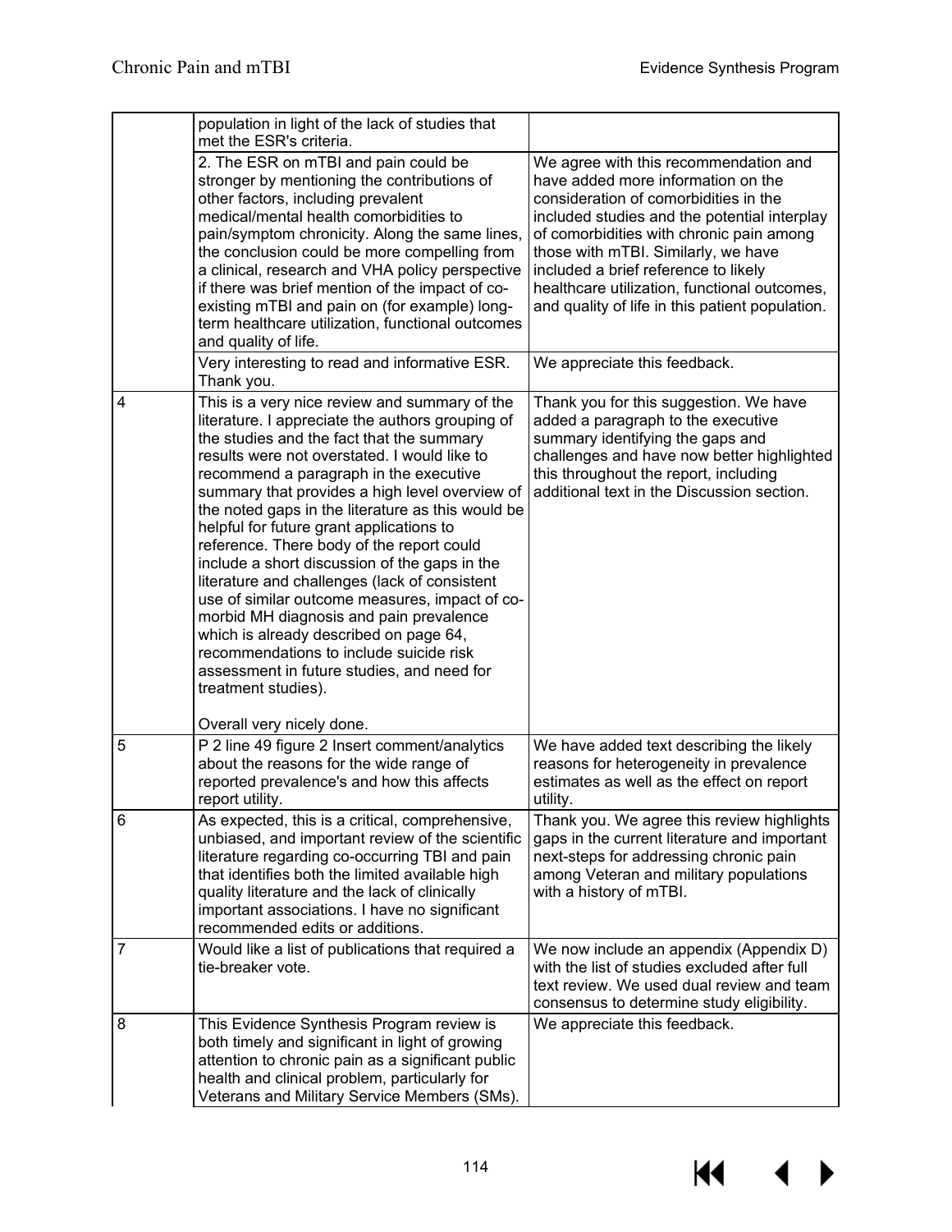| | | |
|---|---|---|
| | population in light of the lack of studies that met the ESR's criteria. | |
| | 2. The ESR on mTBI and pain could be stronger by mentioning the contributions of other factors, including prevalent medical/mental health comorbidities to pain/symptom chronicity. Along the same lines, the conclusion could be more compelling from a clinical, research and VHA policy perspective if there was brief mention of the impact of co-existing mTBI and pain on (for example) long-term healthcare utilization, functional outcomes and quality of life. | We agree with this recommendation and have added more information on the consideration of comorbidities in the included studies and the potential interplay of comorbidities with chronic pain among those with mTBI. Similarly, we have included a brief reference to likely healthcare utilization, functional outcomes, and quality of life in this patient population. |
| | Very interesting to read and informative ESR. Thank you. | We appreciate this feedback. |
| 4 | This is a very nice review and summary of the literature. I appreciate the authors grouping of the studies and the fact that the summary results were not overstated. I would like to recommend a paragraph in the executive summary that provides a high level overview of the noted gaps in the literature as this would be helpful for future grant applications to reference. There body of the report could include a short discussion of the gaps in the literature and challenges (lack of consistent use of similar outcome measures, impact of co-morbid MH diagnosis and pain prevalence which is already described on page 64, recommendations to include suicide risk assessment in future studies, and need for treatment studies).<br><br>Overall very nicely done. | Thank you for this suggestion. We have added a paragraph to the executive summary identifying the gaps and challenges and have now better highlighted this throughout the report, including additional text in the Discussion section. |
| 5 | P 2 line 49 figure 2 Insert comment/analytics about the reasons for the wide range of reported prevalence's and how this affects report utility. | We have added text describing the likely reasons for heterogeneity in prevalence estimates as well as the effect on report utility. |
| 6 | As expected, this is a critical, comprehensive, unbiased, and important review of the scientific literature regarding co-occurring TBI and pain that identifies both the limited available high quality literature and the lack of clinically important associations. I have no significant recommended edits or additions. | Thank you. We agree this review highlights gaps in the current literature and important next-steps for addressing chronic pain among Veteran and military populations with a history of mTBI. |
| 7 | Would like a list of publications that required a tie-breaker vote. | We now include an appendix (Appendix D) with the list of studies excluded after full text review. We used dual review and team consensus to determine study eligibility. |
| 8 | This Evidence Synthesis Program review is both timely and significant in light of growing attention to chronic pain as a significant public health and clinical problem, particularly for Veterans and Military Service Members (SMs). | We appreciate this feedback. |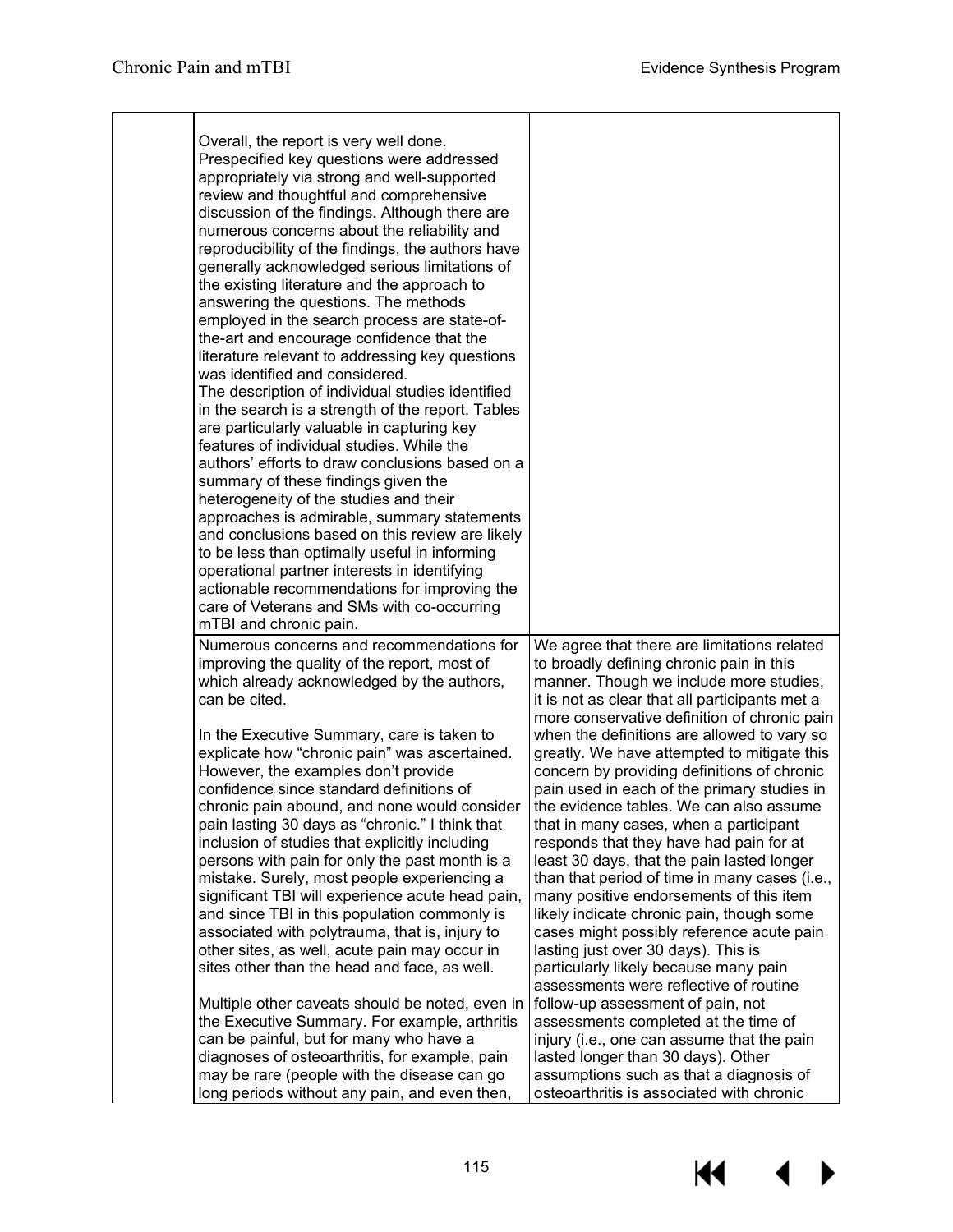| | | |
|---|---|---|
| | Overall, the report is very well done. Prespecified key questions were addressed appropriately via strong and well-supported review and thoughtful and comprehensive discussion of the findings. Although there are numerous concerns about the reliability and reproducibility of the findings, the authors have generally acknowledged serious limitations of the existing literature and the approach to answering the questions. The methods employed in the search process are state-of-the-art and encourage confidence that the literature relevant to addressing key questions was identified and considered.<br>The description of individual studies identified in the search is a strength of the report. Tables are particularly valuable in capturing key features of individual studies. While the authors' efforts to draw conclusions based on a summary of these findings given the heterogeneity of the studies and their approaches is admirable, summary statements and conclusions based on this review are likely to be less than optimally useful in informing operational partner interests in identifying actionable recommendations for improving the care of Veterans and SMs with co-occurring mTBI and chronic pain. | |
| | Numerous concerns and recommendations for improving the quality of the report, most of which already acknowledged by the authors, can be cited.<br><br>In the Executive Summary, care is taken to explicate how "chronic pain" was ascertained. However, the examples don't provide confidence since standard definitions of chronic pain abound, and none would consider pain lasting 30 days as "chronic." I think that inclusion of studies that explicitly including persons with pain for only the past month is a mistake. Surely, most people experiencing a significant TBI will experience acute head pain, and since TBI in this population commonly is associated with polytrauma, that is, injury to other sites, as well, acute pain may occur in sites other than the head and face, as well.<br><br>Multiple other caveats should be noted, even in the Executive Summary. For example, arthritis can be painful, but for many who have a diagnoses of osteoarthritis, for example, pain may be rare (people with the disease can go long periods without any pain, and even then, | We agree that there are limitations related to broadly defining chronic pain in this manner. Though we include more studies, it is not as clear that all participants met a more conservative definition of chronic pain when the definitions are allowed to vary so greatly. We have attempted to mitigate this concern by providing definitions of chronic pain used in each of the primary studies in the evidence tables. We can also assume that in many cases, when a participant responds that they have had pain for at least 30 days, that the pain lasted longer than that period of time in many cases (i.e., many positive endorsements of this item likely indicate chronic pain, though some cases might possibly reference acute pain lasting just over 30 days). This is particularly likely because many pain assessments were reflective of routine follow-up assessment of pain, not assessments completed at the time of injury (i.e., one can assume that the pain lasted longer than 30 days). Other assumptions such as that a diagnosis of osteoarthritis is associated with chronic |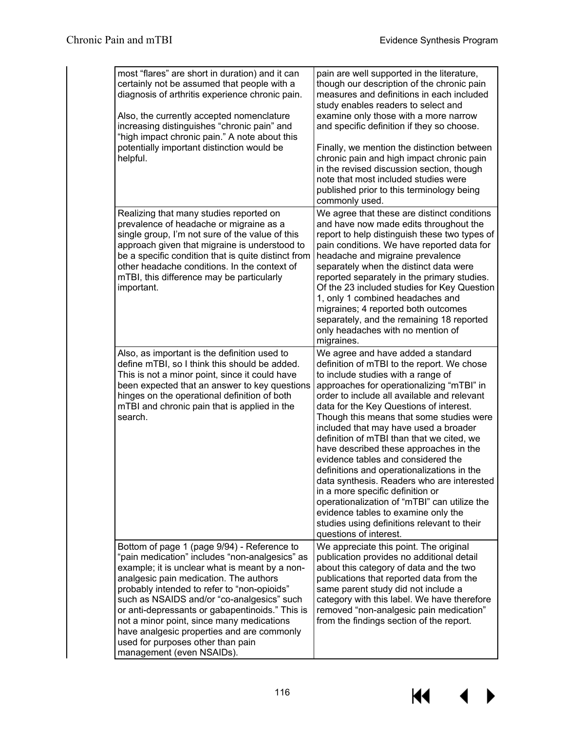| | |
|---|---|
| most "flares" are short in duration) and it can certainly not be assumed that people with a diagnosis of arthritis experience chronic pain.<br><br>Also, the currently accepted nomenclature increasing distinguishes "chronic pain" and "high impact chronic pain." A note about this potentially important distinction would be helpful. | pain are well supported in the literature, though our description of the chronic pain measures and definitions in each included study enables readers to select and examine only those with a more narrow and specific definition if they so choose.<br><br>Finally, we mention the distinction between chronic pain and high impact chronic pain in the revised discussion section, though note that most included studies were published prior to this terminology being commonly used. |
| Realizing that many studies reported on prevalence of headache or migraine as a single group, I'm not sure of the value of this approach given that migraine is understood to be a specific condition that is quite distinct from other headache conditions. In the context of mTBI, this difference may be particularly important. | We agree that these are distinct conditions and have now made edits throughout the report to help distinguish these two types of pain conditions. We have reported data for headache and migraine prevalence separately when the distinct data were reported separately in the primary studies. Of the 23 included studies for Key Question 1, only 1 combined headaches and migraines; 4 reported both outcomes separately, and the remaining 18 reported only headaches with no mention of migraines. |
| Also, as important is the definition used to define mTBI, so I think this should be added. This is not a minor point, since it could have been expected that an answer to key questions hinges on the operational definition of both mTBI and chronic pain that is applied in the search. | We agree and have added a standard definition of mTBI to the report. We chose to include studies with a range of approaches for operationalizing "mTBI" in order to include all available and relevant data for the Key Questions of interest. Though this means that some studies were included that may have used a broader definition of mTBI than that we cited, we have described these approaches in the evidence tables and considered the definitions and operationalizations in the data synthesis. Readers who are interested in a more specific definition or operationalization of "mTBI" can utilize the evidence tables to examine only the studies using definitions relevant to their questions of interest. |
| Bottom of page 1 (page 9/94) - Reference to "pain medication" includes "non-analgesics" as example; it is unclear what is meant by a non-analgesic pain medication. The authors probably intended to refer to "non-opioids" such as NSAIDS and/or "co-analgesics" such or anti-depressants or gabapentinoids." This is not a minor point, since many medications have analgesic properties and are commonly used for purposes other than pain management (even NSAIDs). | We appreciate this point. The original publication provides no additional detail about this category of data and the two publications that reported data from the same parent study did not include a category with this label. We have therefore removed "non-analgesic pain medication" from the findings section of the report. |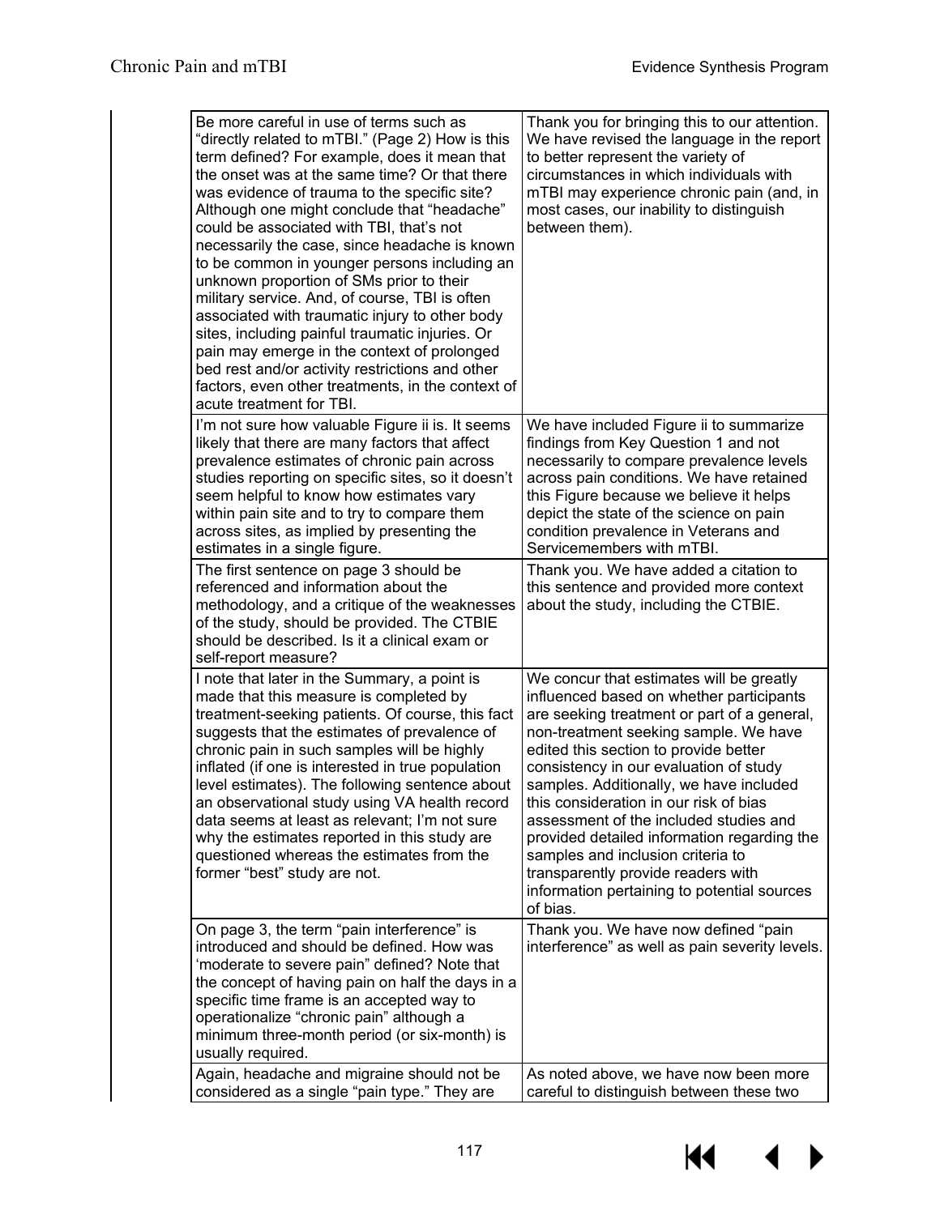| | |
|---|---|
| Be more careful in use of terms such as "directly related to mTBI." (Page 2) How is this term defined? For example, does it mean that the onset was at the same time? Or that there was evidence of trauma to the specific site? Although one might conclude that "headache" could be associated with TBI, that's not necessarily the case, since headache is known to be common in younger persons including an unknown proportion of SMs prior to their military service. And, of course, TBI is often associated with traumatic injury to other body sites, including painful traumatic injuries. Or pain may emerge in the context of prolonged bed rest and/or activity restrictions and other factors, even other treatments, in the context of acute treatment for TBI. | Thank you for bringing this to our attention. We have revised the language in the report to better represent the variety of circumstances in which individuals with mTBI may experience chronic pain (and, in most cases, our inability to distinguish between them). |
| I'm not sure how valuable Figure ii is. It seems likely that there are many factors that affect prevalence estimates of chronic pain across studies reporting on specific sites, so it doesn't seem helpful to know how estimates vary within pain site and to try to compare them across sites, as implied by presenting the estimates in a single figure. | We have included Figure ii to summarize findings from Key Question 1 and not necessarily to compare prevalence levels across pain conditions. We have retained this Figure because we believe it helps depict the state of the science on pain condition prevalence in Veterans and Servicemembers with mTBI. |
| The first sentence on page 3 should be referenced and information about the methodology, and a critique of the weaknesses of the study, should be provided. The CTBIE should be described. Is it a clinical exam or self-report measure? | Thank you. We have added a citation to this sentence and provided more context about the study, including the CTBIE. |
| I note that later in the Summary, a point is made that this measure is completed by treatment-seeking patients. Of course, this fact suggests that the estimates of prevalence of chronic pain in such samples will be highly inflated (if one is interested in true population level estimates). The following sentence about an observational study using VA health record data seems at least as relevant; I'm not sure why the estimates reported in this study are questioned whereas the estimates from the former "best" study are not. | We concur that estimates will be greatly influenced based on whether participants are seeking treatment or part of a general, non-treatment seeking sample. We have edited this section to provide better consistency in our evaluation of study samples. Additionally, we have included this consideration in our risk of bias assessment of the included studies and provided detailed information regarding the samples and inclusion criteria to transparently provide readers with information pertaining to potential sources of bias. |
| On page 3, the term "pain interference" is introduced and should be defined. How was 'moderate to severe pain" defined? Note that the concept of having pain on half the days in a specific time frame is an accepted way to operationalize "chronic pain" although a minimum three-month period (or six-month) is usually required. | Thank you. We have now defined "pain interference" as well as pain severity levels. |
| Again, headache and migraine should not be considered as a single "pain type." They are | As noted above, we have now been more careful to distinguish between these two |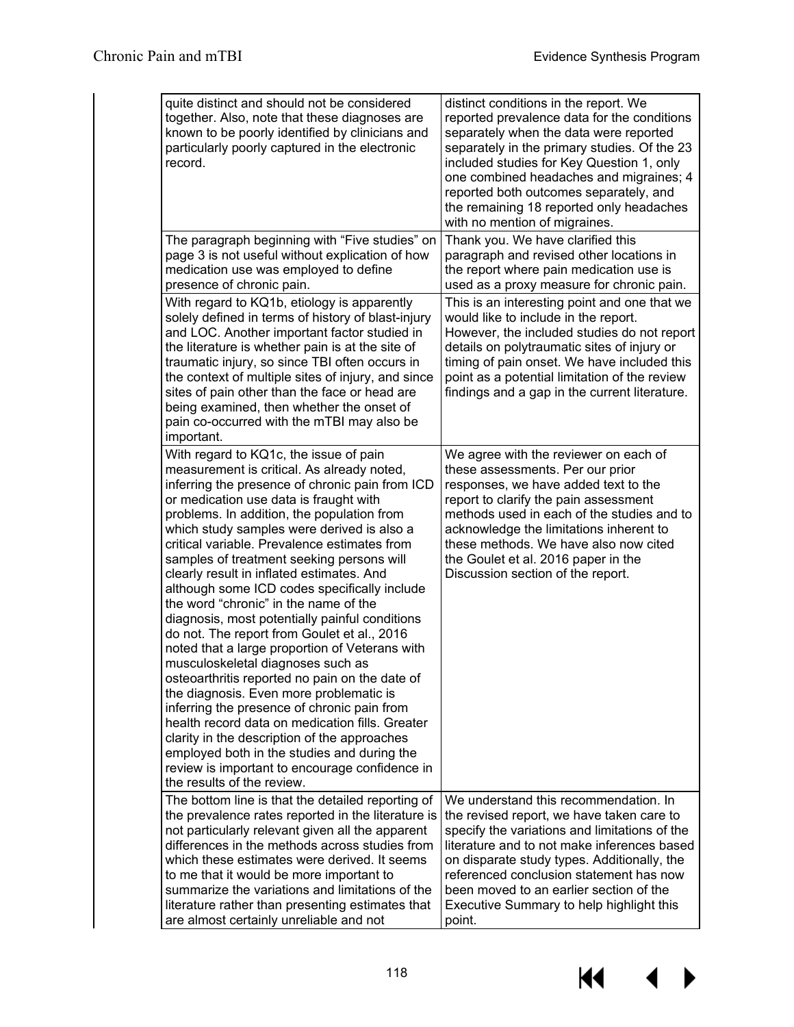| | |
|---|---|
| quite distinct and should not be considered together. Also, note that these diagnoses are known to be poorly identified by clinicians and particularly poorly captured in the electronic record. | distinct conditions in the report. We reported prevalence data for the conditions separately when the data were reported separately in the primary studies. Of the 23 included studies for Key Question 1, only one combined headaches and migraines; 4 reported both outcomes separately, and the remaining 18 reported only headaches with no mention of migraines. |
| The paragraph beginning with "Five studies" on page 3 is not useful without explication of how medication use was employed to define presence of chronic pain. | Thank you. We have clarified this paragraph and revised other locations in the report where pain medication use is used as a proxy measure for chronic pain. |
| With regard to KQ1b, etiology is apparently solely defined in terms of history of blast-injury and LOC. Another important factor studied in the literature is whether pain is at the site of traumatic injury, so since TBI often occurs in the context of multiple sites of injury, and since sites of pain other than the face or head are being examined, then whether the onset of pain co-occurred with the mTBI may also be important. | This is an interesting point and one that we would like to include in the report. However, the included studies do not report details on polytraumatic sites of injury or timing of pain onset. We have included this point as a potential limitation of the review findings and a gap in the current literature. |
| With regard to KQ1c, the issue of pain measurement is critical. As already noted, inferring the presence of chronic pain from ICD or medication use data is fraught with problems. In addition, the population from which study samples were derived is also a critical variable. Prevalence estimates from samples of treatment seeking persons will clearly result in inflated estimates. And although some ICD codes specifically include the word "chronic" in the name of the diagnosis, most potentially painful conditions do not. The report from Goulet et al., 2016 noted that a large proportion of Veterans with musculoskeletal diagnoses such as osteoarthritis reported no pain on the date of the diagnosis. Even more problematic is inferring the presence of chronic pain from health record data on medication fills. Greater clarity in the description of the approaches employed both in the studies and during the review is important to encourage confidence in the results of the review. | We agree with the reviewer on each of these assessments. Per our prior responses, we have added text to the report to clarify the pain assessment methods used in each of the studies and to acknowledge the limitations inherent to these methods. We have also now cited the Goulet et al. 2016 paper in the Discussion section of the report. |
| The bottom line is that the detailed reporting of the prevalence rates reported in the literature is not particularly relevant given all the apparent differences in the methods across studies from which these estimates were derived. It seems to me that it would be more important to summarize the variations and limitations of the literature rather than presenting estimates that are almost certainly unreliable and not | We understand this recommendation. In the revised report, we have taken care to specify the variations and limitations of the literature and to not make inferences based on disparate study types. Additionally, the referenced conclusion statement has now been moved to an earlier section of the Executive Summary to help highlight this point. |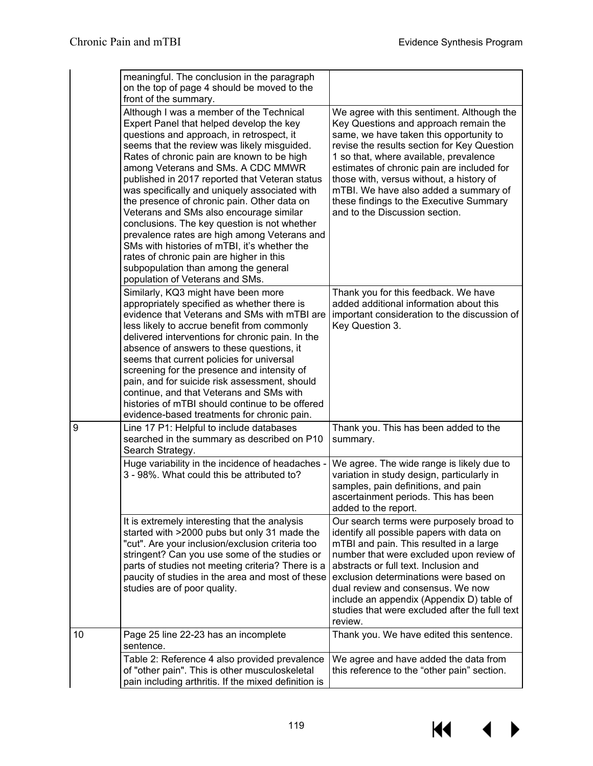| | | |
|---|---|---|
| | meaningful. The conclusion in the paragraph on the top of page 4 should be moved to the front of the summary. | |
| | Although I was a member of the Technical Expert Panel that helped develop the key questions and approach, in retrospect, it seems that the review was likely misguided. Rates of chronic pain are known to be high among Veterans and SMs. A CDC MMWR published in 2017 reported that Veteran status was specifically and uniquely associated with the presence of chronic pain. Other data on Veterans and SMs also encourage similar conclusions. The key question is not whether prevalence rates are high among Veterans and SMs with histories of mTBI, it's whether the rates of chronic pain are higher in this subpopulation than among the general population of Veterans and SMs. | We agree with this sentiment. Although the Key Questions and approach remain the same, we have taken this opportunity to revise the results section for Key Question 1 so that, where available, prevalence estimates of chronic pain are included for those with, versus without, a history of mTBI. We have also added a summary of these findings to the Executive Summary and to the Discussion section. |
| | Similarly, KQ3 might have been more appropriately specified as whether there is evidence that Veterans and SMs with mTBI are less likely to accrue benefit from commonly delivered interventions for chronic pain. In the absence of answers to these questions, it seems that current policies for universal screening for the presence and intensity of pain, and for suicide risk assessment, should continue, and that Veterans and SMs with histories of mTBI should continue to be offered evidence-based treatments for chronic pain. | Thank you for this feedback. We have added additional information about this important consideration to the discussion of Key Question 3. |
| 9 | Line 17 P1: Helpful to include databases searched in the summary as described on P10 Search Strategy. | Thank you. This has been added to the summary. |
| | Huge variability in the incidence of headaches - 3 - 98%. What could this be attributed to? | We agree. The wide range is likely due to variation in study design, particularly in samples, pain definitions, and pain ascertainment periods. This has been added to the report. |
| | It is extremely interesting that the analysis started with >2000 pubs but only 31 made the "cut". Are your inclusion/exclusion criteria too stringent? Can you use some of the studies or parts of studies not meeting criteria? There is a paucity of studies in the area and most of these studies are of poor quality. | Our search terms were purposely broad to identify all possible papers with data on mTBI and pain. This resulted in a large number that were excluded upon review of abstracts or full text. Inclusion and exclusion determinations were based on dual review and consensus. We now include an appendix (Appendix D) table of studies that were excluded after the full text review. |
| 10 | Page 25 line 22-23 has an incomplete sentence. | Thank you. We have edited this sentence. |
| | Table 2: Reference 4 also provided prevalence of "other pain". This is other musculoskeletal pain including arthritis. If the mixed definition is | We agree and have added the data from this reference to the "other pain" section. |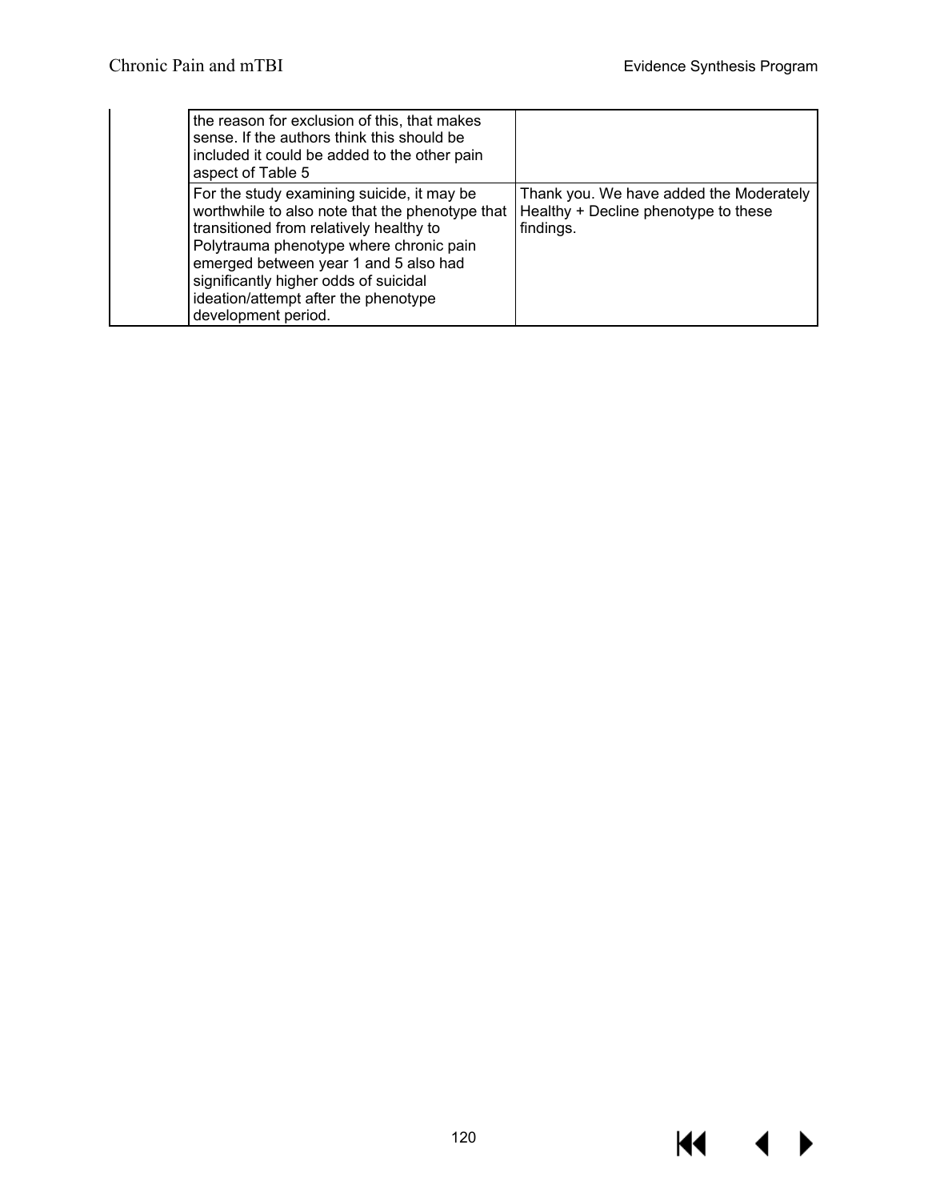| | | |
|---|---|---|
| | the reason for exclusion of this, that makes sense. If the authors think this should be included it could be added to the other pain aspect of Table 5 | |
| | For the study examining suicide, it may be worthwhile to also note that the phenotype that transitioned from relatively healthy to Polytrauma phenotype where chronic pain emerged between year 1 and 5 also had significantly higher odds of suicidal ideation/attempt after the phenotype development period. | Thank you. We have added the Moderately Healthy + Decline phenotype to these findings. |